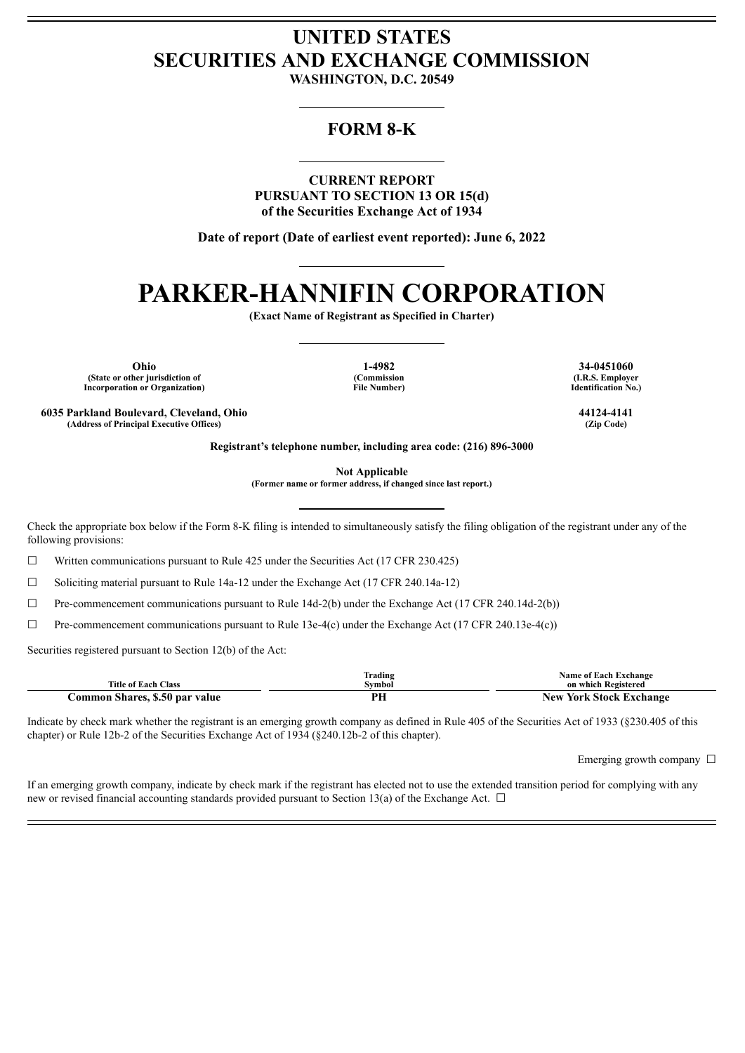# UNITED STATES
# SECURITIES AND EXCHANGE COMMISSION

**WASHINGTON, D.C. 20549**

## FORM 8-K

**CURRENT REPORT**
**PURSUANT TO SECTION 13 OR 15(d)**
**of the Securities Exchange Act of 1934**

**Date of report (Date of earliest event reported): June 6, 2022**

# PARKER-HANNIFIN CORPORATION

**(Exact Name of Registrant as Specified in Charter)**

| Ohio | 1-4982 | 34-0451060 |
|---|---|---|
| (State or other jurisdiction of Incorporation or Organization) | (Commission File Number) | (I.R.S. Employer Identification No.) |

| 6035 Parkland Boulevard, Cleveland, Ohio | 44124-4141 |
|---|---|
| (Address of Principal Executive Offices) | (Zip Code) |

**Registrant's telephone number, including area code: (216) 896-3000**

**Not Applicable**
**(Former name or former address, if changed since last report.)**

Check the appropriate box below if the Form 8-K filing is intended to simultaneously satisfy the filing obligation of the registrant under any of the following provisions:

☐ Written communications pursuant to Rule 425 under the Securities Act (17 CFR 230.425)

☐ Soliciting material pursuant to Rule 14a-12 under the Exchange Act (17 CFR 240.14a-12)

☐ Pre-commencement communications pursuant to Rule 14d-2(b) under the Exchange Act (17 CFR 240.14d-2(b))

☐ Pre-commencement communications pursuant to Rule 13e-4(c) under the Exchange Act (17 CFR 240.13e-4(c))

Securities registered pursuant to Section 12(b) of the Act:

| Title of Each Class | Trading Symbol | Name of Each Exchange on which Registered |
|---|---|---|
| Common Shares, $.50 par value | PH | New York Stock Exchange |

Indicate by check mark whether the registrant is an emerging growth company as defined in Rule 405 of the Securities Act of 1933 (§230.405 of this chapter) or Rule 12b-2 of the Securities Exchange Act of 1934 (§240.12b-2 of this chapter).

Emerging growth company ☐

If an emerging growth company, indicate by check mark if the registrant has elected not to use the extended transition period for complying with any new or revised financial accounting standards provided pursuant to Section 13(a) of the Exchange Act. ☐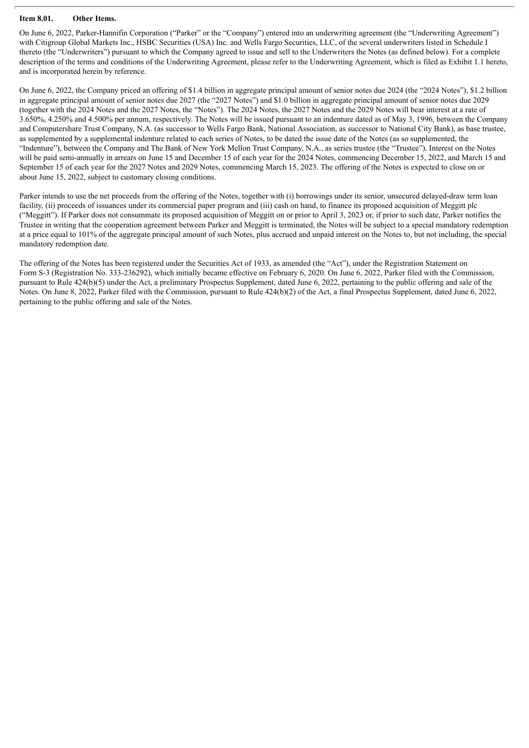**Item 8.01. Other Items.**

On June 6, 2022, Parker-Hannifin Corporation ("Parker" or the "Company") entered into an underwriting agreement (the "Underwriting Agreement") with Citigroup Global Markets Inc., HSBC Securities (USA) Inc. and Wells Fargo Securities, LLC, of the several underwriters listed in Schedule I thereto (the "Underwriters") pursuant to which the Company agreed to issue and sell to the Underwriters the Notes (as defined below). For a complete description of the terms and conditions of the Underwriting Agreement, please refer to the Underwriting Agreement, which is filed as Exhibit 1.1 hereto, and is incorporated herein by reference.

On June 6, 2022, the Company priced an offering of $1.4 billion in aggregate principal amount of senior notes due 2024 (the "2024 Notes"), $1.2 billion in aggregate principal amount of senior notes due 2027 (the "2027 Notes") and $1.0 billion in aggregate principal amount of senior notes due 2029 (together with the 2024 Notes and the 2027 Notes, the "Notes"). The 2024 Notes, the 2027 Notes and the 2029 Notes will bear interest at a rate of 3.650%, 4.250% and 4.500% per annum, respectively. The Notes will be issued pursuant to an indenture dated as of May 3, 1996, between the Company and Computershare Trust Company, N.A. (as successor to Wells Fargo Bank, National Association, as successor to National City Bank), as base trustee, as supplemented by a supplemental indenture related to each series of Notes, to be dated the issue date of the Notes (as so supplemented, the "Indenture"), between the Company and The Bank of New York Mellon Trust Company, N.A., as series trustee (the "Trustee"). Interest on the Notes will be paid semi-annually in arrears on June 15 and December 15 of each year for the 2024 Notes, commencing December 15, 2022, and March 15 and September 15 of each year for the 2027 Notes and 2029 Notes, commencing March 15, 2023. The offering of the Notes is expected to close on or about June 15, 2022, subject to customary closing conditions.

Parker intends to use the net proceeds from the offering of the Notes, together with (i) borrowings under its senior, unsecured delayed-draw term loan facility, (ii) proceeds of issuances under its commercial paper program and (iii) cash on hand, to finance its proposed acquisition of Meggitt plc ("Meggitt"). If Parker does not consummate its proposed acquisition of Meggitt on or prior to April 3, 2023 or, if prior to such date, Parker notifies the Trustee in writing that the cooperation agreement between Parker and Meggitt is terminated, the Notes will be subject to a special mandatory redemption at a price equal to 101% of the aggregate principal amount of such Notes, plus accrued and unpaid interest on the Notes to, but not including, the special mandatory redemption date.

The offering of the Notes has been registered under the Securities Act of 1933, as amended (the "Act"), under the Registration Statement on Form S-3 (Registration No. 333-236292), which initially became effective on February 6, 2020. On June 6, 2022, Parker filed with the Commission, pursuant to Rule 424(b)(5) under the Act, a preliminary Prospectus Supplement, dated June 6, 2022, pertaining to the public offering and sale of the Notes. On June 8, 2022, Parker filed with the Commission, pursuant to Rule 424(b)(2) of the Act, a final Prospectus Supplement, dated June 6, 2022, pertaining to the public offering and sale of the Notes.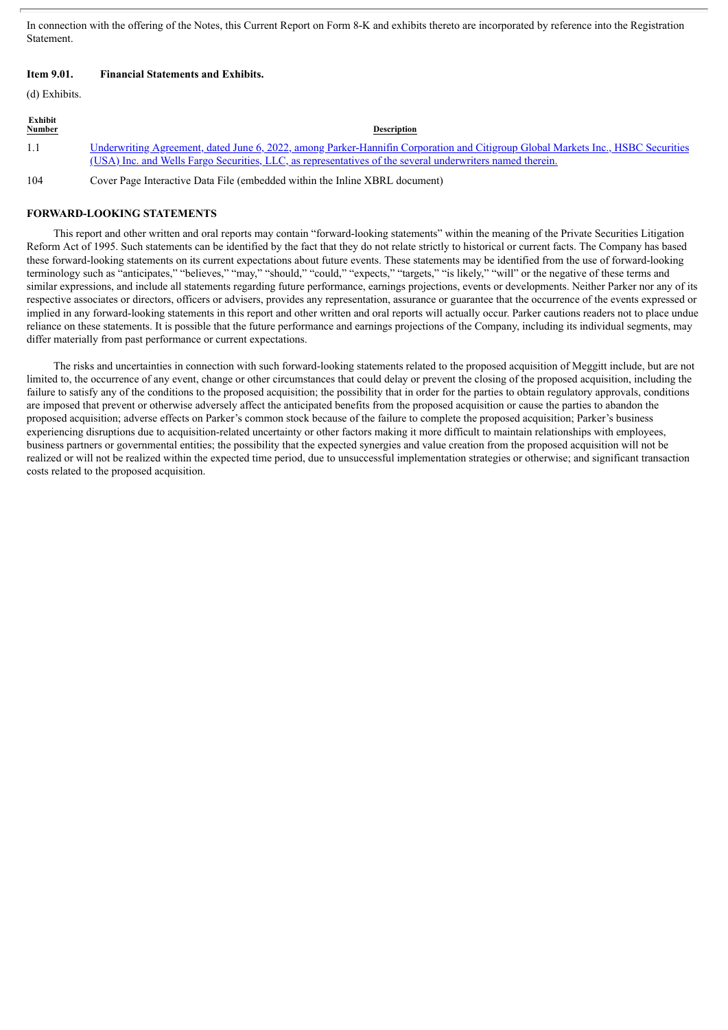In connection with the offering of the Notes, this Current Report on Form 8-K and exhibits thereto are incorporated by reference into the Registration Statement.

**Item 9.01. Financial Statements and Exhibits.**

(d) Exhibits.

| Exhibit Number | Description |
|---|---|
| 1.1 | Underwriting Agreement, dated June 6, 2022, among Parker-Hannifin Corporation and Citigroup Global Markets Inc., HSBC Securities (USA) Inc. and Wells Fargo Securities, LLC, as representatives of the several underwriters named therein. |
| 104 | Cover Page Interactive Data File (embedded within the Inline XBRL document) |

**FORWARD-LOOKING STATEMENTS**

This report and other written and oral reports may contain "forward-looking statements" within the meaning of the Private Securities Litigation Reform Act of 1995. Such statements can be identified by the fact that they do not relate strictly to historical or current facts. The Company has based these forward-looking statements on its current expectations about future events. These statements may be identified from the use of forward-looking terminology such as "anticipates," "believes," "may," "should," "could," "expects," "targets," "is likely," "will" or the negative of these terms and similar expressions, and include all statements regarding future performance, earnings projections, events or developments. Neither Parker nor any of its respective associates or directors, officers or advisers, provides any representation, assurance or guarantee that the occurrence of the events expressed or implied in any forward-looking statements in this report and other written and oral reports will actually occur. Parker cautions readers not to place undue reliance on these statements. It is possible that the future performance and earnings projections of the Company, including its individual segments, may differ materially from past performance or current expectations.

The risks and uncertainties in connection with such forward-looking statements related to the proposed acquisition of Meggitt include, but are not limited to, the occurrence of any event, change or other circumstances that could delay or prevent the closing of the proposed acquisition, including the failure to satisfy any of the conditions to the proposed acquisition; the possibility that in order for the parties to obtain regulatory approvals, conditions are imposed that prevent or otherwise adversely affect the anticipated benefits from the proposed acquisition or cause the parties to abandon the proposed acquisition; adverse effects on Parker's common stock because of the failure to complete the proposed acquisition; Parker's business experiencing disruptions due to acquisition-related uncertainty or other factors making it more difficult to maintain relationships with employees, business partners or governmental entities; the possibility that the expected synergies and value creation from the proposed acquisition will not be realized or will not be realized within the expected time period, due to unsuccessful implementation strategies or otherwise; and significant transaction costs related to the proposed acquisition.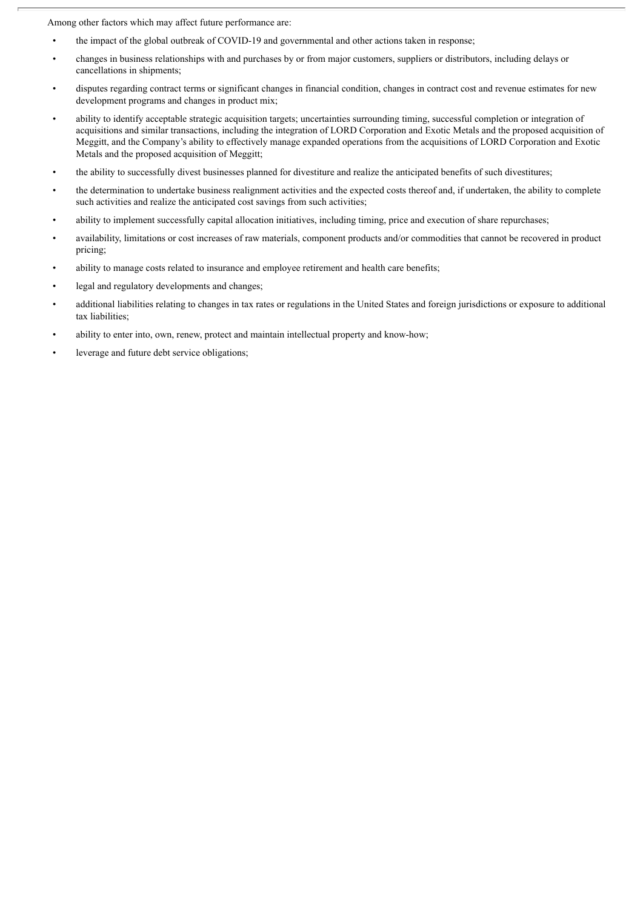Among other factors which may affect future performance are:

- the impact of the global outbreak of COVID-19 and governmental and other actions taken in response;
- changes in business relationships with and purchases by or from major customers, suppliers or distributors, including delays or cancellations in shipments;
- disputes regarding contract terms or significant changes in financial condition, changes in contract cost and revenue estimates for new development programs and changes in product mix;
- ability to identify acceptable strategic acquisition targets; uncertainties surrounding timing, successful completion or integration of acquisitions and similar transactions, including the integration of LORD Corporation and Exotic Metals and the proposed acquisition of Meggitt, and the Company's ability to effectively manage expanded operations from the acquisitions of LORD Corporation and Exotic Metals and the proposed acquisition of Meggitt;
- the ability to successfully divest businesses planned for divestiture and realize the anticipated benefits of such divestitures;
- the determination to undertake business realignment activities and the expected costs thereof and, if undertaken, the ability to complete such activities and realize the anticipated cost savings from such activities;
- ability to implement successfully capital allocation initiatives, including timing, price and execution of share repurchases;
- availability, limitations or cost increases of raw materials, component products and/or commodities that cannot be recovered in product pricing;
- ability to manage costs related to insurance and employee retirement and health care benefits;
- legal and regulatory developments and changes;
- additional liabilities relating to changes in tax rates or regulations in the United States and foreign jurisdictions or exposure to additional tax liabilities;
- ability to enter into, own, renew, protect and maintain intellectual property and know-how;
- leverage and future debt service obligations;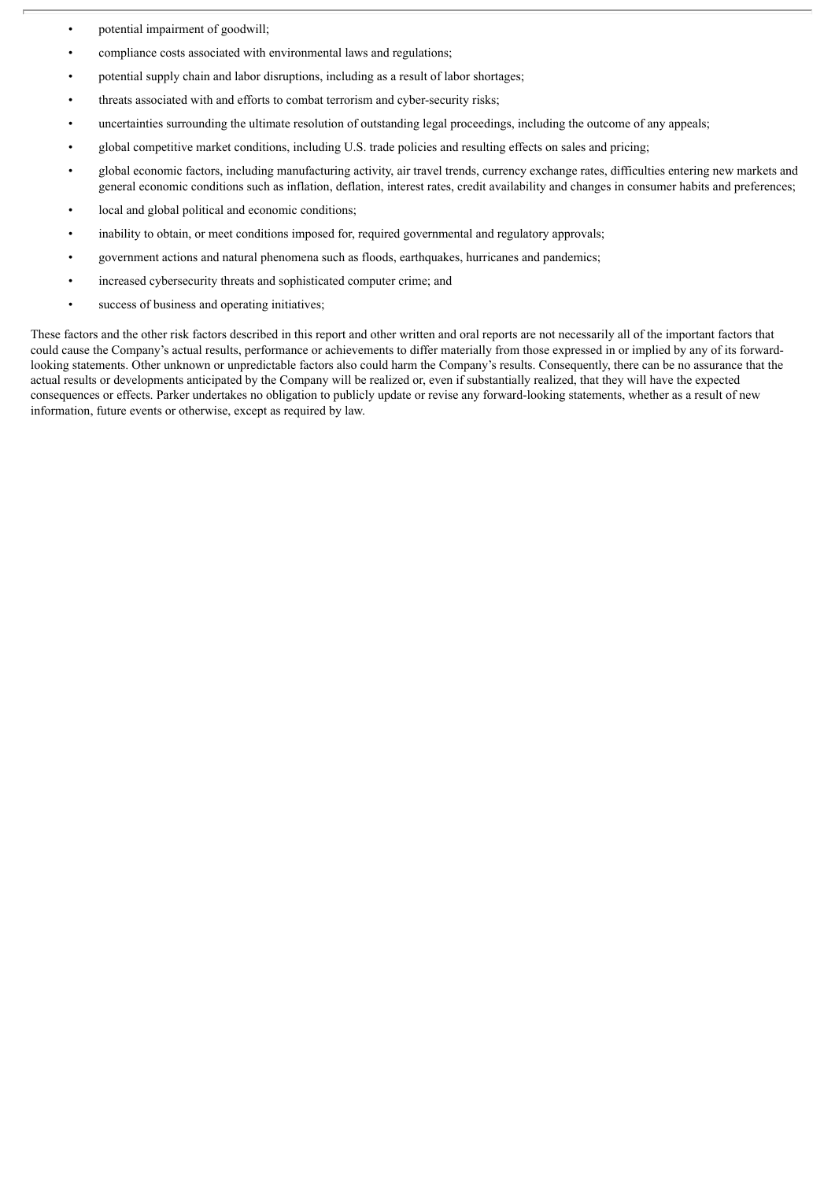- potential impairment of goodwill;
- compliance costs associated with environmental laws and regulations;
- potential supply chain and labor disruptions, including as a result of labor shortages;
- threats associated with and efforts to combat terrorism and cyber-security risks;
- uncertainties surrounding the ultimate resolution of outstanding legal proceedings, including the outcome of any appeals;
- global competitive market conditions, including U.S. trade policies and resulting effects on sales and pricing;
- global economic factors, including manufacturing activity, air travel trends, currency exchange rates, difficulties entering new markets and general economic conditions such as inflation, deflation, interest rates, credit availability and changes in consumer habits and preferences;
- local and global political and economic conditions;
- inability to obtain, or meet conditions imposed for, required governmental and regulatory approvals;
- government actions and natural phenomena such as floods, earthquakes, hurricanes and pandemics;
- increased cybersecurity threats and sophisticated computer crime; and
- success of business and operating initiatives;

These factors and the other risk factors described in this report and other written and oral reports are not necessarily all of the important factors that could cause the Company's actual results, performance or achievements to differ materially from those expressed in or implied by any of its forward-looking statements. Other unknown or unpredictable factors also could harm the Company's results. Consequently, there can be no assurance that the actual results or developments anticipated by the Company will be realized or, even if substantially realized, that they will have the expected consequences or effects. Parker undertakes no obligation to publicly update or revise any forward-looking statements, whether as a result of new information, future events or otherwise, except as required by law.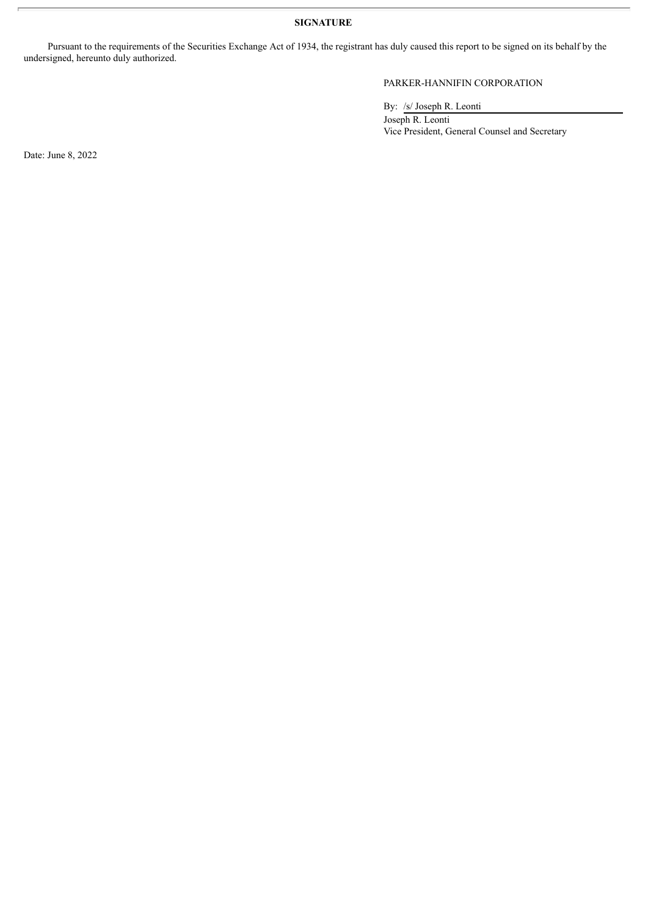**SIGNATURE**

Pursuant to the requirements of the Securities Exchange Act of 1934, the registrant has duly caused this report to be signed on its behalf by the undersigned, hereunto duly authorized.

PARKER-HANNIFIN CORPORATION

By: /s/ Joseph R. Leonti

Joseph R. Leonti
Vice President, General Counsel and Secretary

Date: June 8, 2022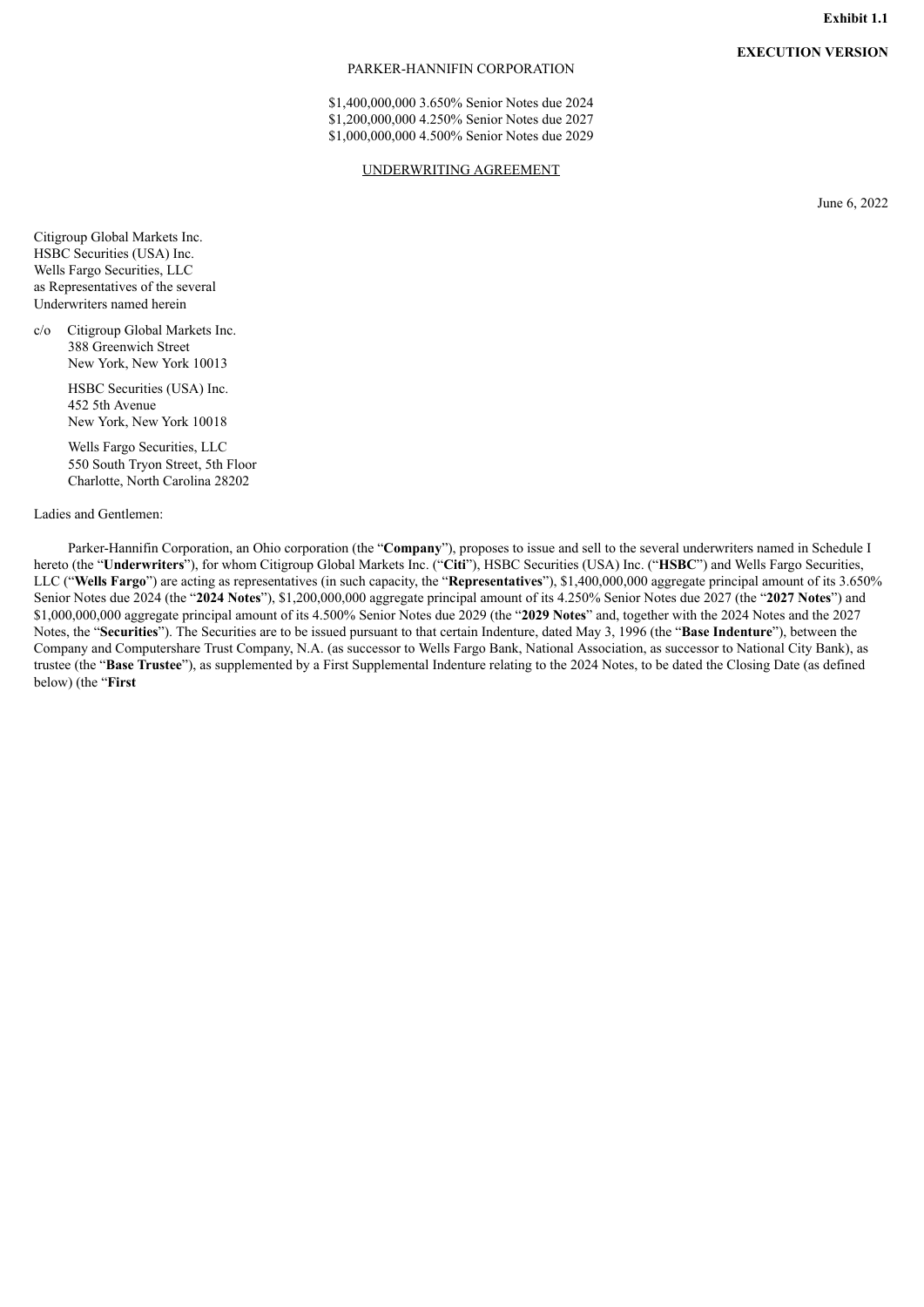**Exhibit 1.1**

**EXECUTION VERSION**

PARKER-HANNIFIN CORPORATION

$1,400,000,000 3.650% Senior Notes due 2024
$1,200,000,000 4.250% Senior Notes due 2027
$1,000,000,000 4.500% Senior Notes due 2029

UNDERWRITING AGREEMENT

June 6, 2022

Citigroup Global Markets Inc.
HSBC Securities (USA) Inc.
Wells Fargo Securities, LLC
as Representatives of the several
Underwriters named herein

c/o Citigroup Global Markets Inc.
388 Greenwich Street
New York, New York 10013

HSBC Securities (USA) Inc.
452 5th Avenue
New York, New York 10018

Wells Fargo Securities, LLC
550 South Tryon Street, 5th Floor
Charlotte, North Carolina 28202

Ladies and Gentlemen:

Parker-Hannifin Corporation, an Ohio corporation (the "**Company**"), proposes to issue and sell to the several underwriters named in Schedule I hereto (the "**Underwriters**"), for whom Citigroup Global Markets Inc. ("**Citi**"), HSBC Securities (USA) Inc. ("**HSBC**") and Wells Fargo Securities, LLC ("**Wells Fargo**") are acting as representatives (in such capacity, the "**Representatives**"), $1,400,000,000 aggregate principal amount of its 3.650% Senior Notes due 2024 (the "**2024 Notes**"), $1,200,000,000 aggregate principal amount of its 4.250% Senior Notes due 2027 (the "**2027 Notes**") and $1,000,000,000 aggregate principal amount of its 4.500% Senior Notes due 2029 (the "**2029 Notes**" and, together with the 2024 Notes and the 2027 Notes, the "**Securities**"). The Securities are to be issued pursuant to that certain Indenture, dated May 3, 1996 (the "**Base Indenture**"), between the Company and Computershare Trust Company, N.A. (as successor to Wells Fargo Bank, National Association, as successor to National City Bank), as trustee (the "**Base Trustee**"), as supplemented by a First Supplemental Indenture relating to the 2024 Notes, to be dated the Closing Date (as defined below) (the "**First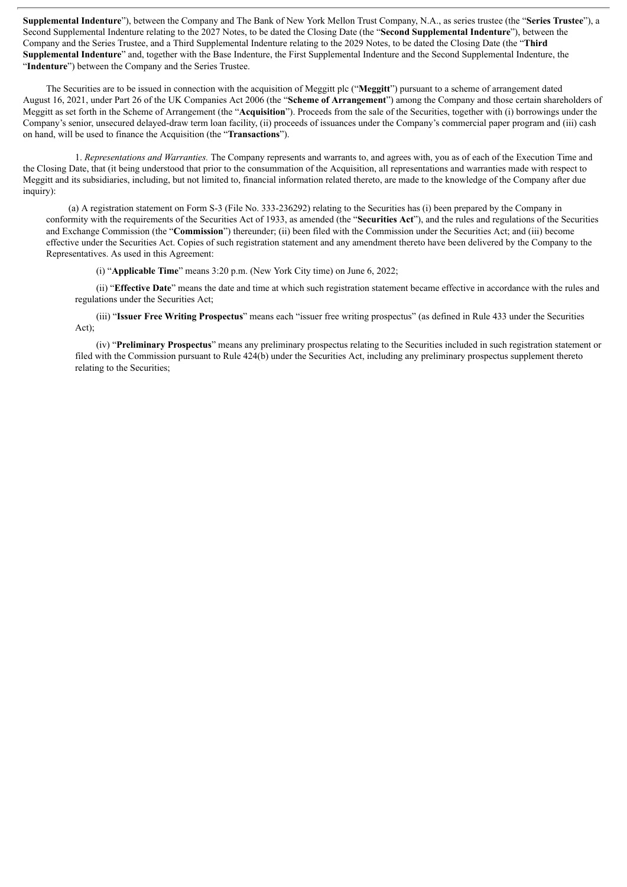**Supplemental Indenture**"), between the Company and The Bank of New York Mellon Trust Company, N.A., as series trustee (the "**Series Trustee**"), a Second Supplemental Indenture relating to the 2027 Notes, to be dated the Closing Date (the "**Second Supplemental Indenture**"), between the Company and the Series Trustee, and a Third Supplemental Indenture relating to the 2029 Notes, to be dated the Closing Date (the "**Third Supplemental Indenture**" and, together with the Base Indenture, the First Supplemental Indenture and the Second Supplemental Indenture, the "**Indenture**") between the Company and the Series Trustee.

The Securities are to be issued in connection with the acquisition of Meggitt plc ("**Meggitt**") pursuant to a scheme of arrangement dated August 16, 2021, under Part 26 of the UK Companies Act 2006 (the "**Scheme of Arrangement**") among the Company and those certain shareholders of Meggitt as set forth in the Scheme of Arrangement (the "**Acquisition**"). Proceeds from the sale of the Securities, together with (i) borrowings under the Company's senior, unsecured delayed-draw term loan facility, (ii) proceeds of issuances under the Company's commercial paper program and (iii) cash on hand, will be used to finance the Acquisition (the "**Transactions**").

1. *Representations and Warranties.* The Company represents and warrants to, and agrees with, you as of each of the Execution Time and the Closing Date, that (it being understood that prior to the consummation of the Acquisition, all representations and warranties made with respect to Meggitt and its subsidiaries, including, but not limited to, financial information related thereto, are made to the knowledge of the Company after due inquiry):

(a) A registration statement on Form S-3 (File No. 333-236292) relating to the Securities has (i) been prepared by the Company in conformity with the requirements of the Securities Act of 1933, as amended (the "**Securities Act**"), and the rules and regulations of the Securities and Exchange Commission (the "**Commission**") thereunder; (ii) been filed with the Commission under the Securities Act; and (iii) become effective under the Securities Act. Copies of such registration statement and any amendment thereto have been delivered by the Company to the Representatives. As used in this Agreement:

(i) "**Applicable Time**" means 3:20 p.m. (New York City time) on June 6, 2022;

(ii) "**Effective Date**" means the date and time at which such registration statement became effective in accordance with the rules and regulations under the Securities Act;

(iii) "**Issuer Free Writing Prospectus**" means each "issuer free writing prospectus" (as defined in Rule 433 under the Securities Act);

(iv) "**Preliminary Prospectus**" means any preliminary prospectus relating to the Securities included in such registration statement or filed with the Commission pursuant to Rule 424(b) under the Securities Act, including any preliminary prospectus supplement thereto relating to the Securities;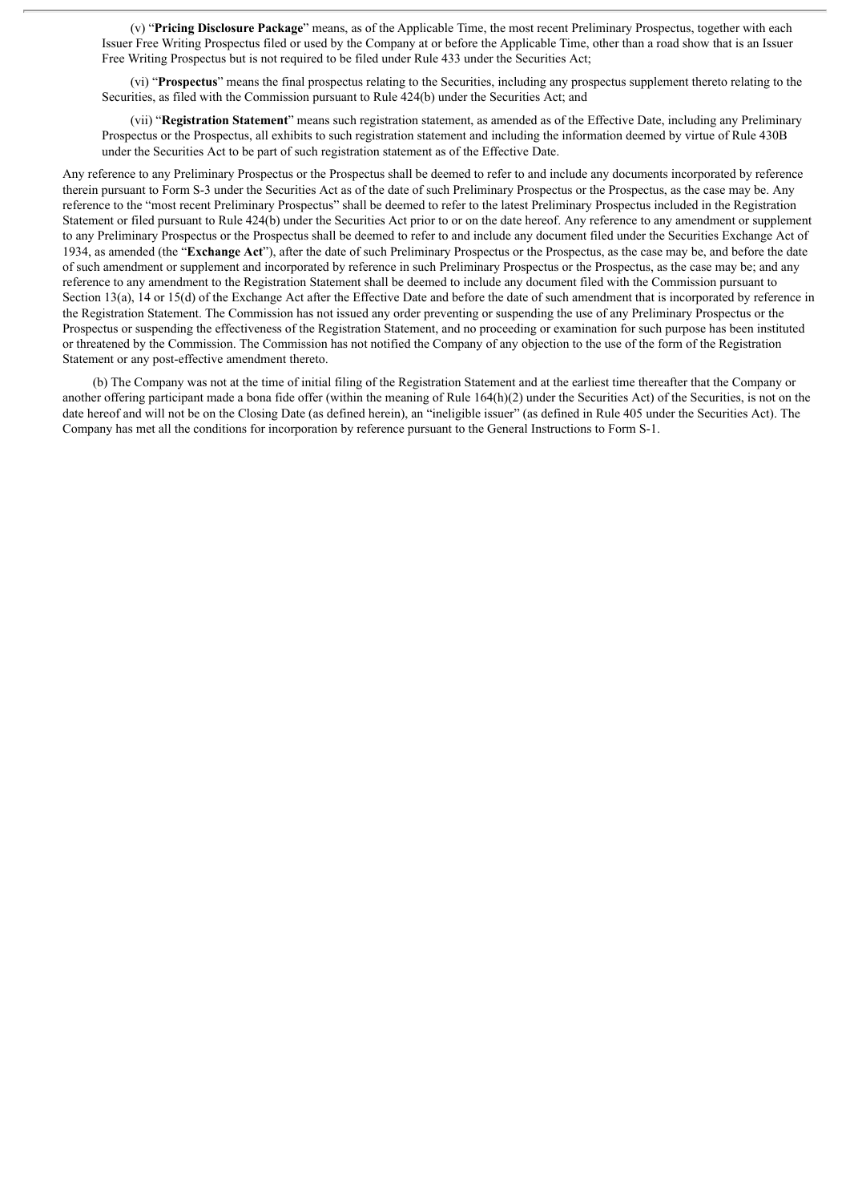(v) "**Pricing Disclosure Package**" means, as of the Applicable Time, the most recent Preliminary Prospectus, together with each Issuer Free Writing Prospectus filed or used by the Company at or before the Applicable Time, other than a road show that is an Issuer Free Writing Prospectus but is not required to be filed under Rule 433 under the Securities Act;

(vi) "**Prospectus**" means the final prospectus relating to the Securities, including any prospectus supplement thereto relating to the Securities, as filed with the Commission pursuant to Rule 424(b) under the Securities Act; and

(vii) "**Registration Statement**" means such registration statement, as amended as of the Effective Date, including any Preliminary Prospectus or the Prospectus, all exhibits to such registration statement and including the information deemed by virtue of Rule 430B under the Securities Act to be part of such registration statement as of the Effective Date.

Any reference to any Preliminary Prospectus or the Prospectus shall be deemed to refer to and include any documents incorporated by reference therein pursuant to Form S-3 under the Securities Act as of the date of such Preliminary Prospectus or the Prospectus, as the case may be. Any reference to the "most recent Preliminary Prospectus" shall be deemed to refer to the latest Preliminary Prospectus included in the Registration Statement or filed pursuant to Rule 424(b) under the Securities Act prior to or on the date hereof. Any reference to any amendment or supplement to any Preliminary Prospectus or the Prospectus shall be deemed to refer to and include any document filed under the Securities Exchange Act of 1934, as amended (the "**Exchange Act**"), after the date of such Preliminary Prospectus or the Prospectus, as the case may be, and before the date of such amendment or supplement and incorporated by reference in such Preliminary Prospectus or the Prospectus, as the case may be; and any reference to any amendment to the Registration Statement shall be deemed to include any document filed with the Commission pursuant to Section 13(a), 14 or 15(d) of the Exchange Act after the Effective Date and before the date of such amendment that is incorporated by reference in the Registration Statement. The Commission has not issued any order preventing or suspending the use of any Preliminary Prospectus or the Prospectus or suspending the effectiveness of the Registration Statement, and no proceeding or examination for such purpose has been instituted or threatened by the Commission. The Commission has not notified the Company of any objection to the use of the form of the Registration Statement or any post-effective amendment thereto.

(b) The Company was not at the time of initial filing of the Registration Statement and at the earliest time thereafter that the Company or another offering participant made a bona fide offer (within the meaning of Rule 164(h)(2) under the Securities Act) of the Securities, is not on the date hereof and will not be on the Closing Date (as defined herein), an "ineligible issuer" (as defined in Rule 405 under the Securities Act). The Company has met all the conditions for incorporation by reference pursuant to the General Instructions to Form S-1.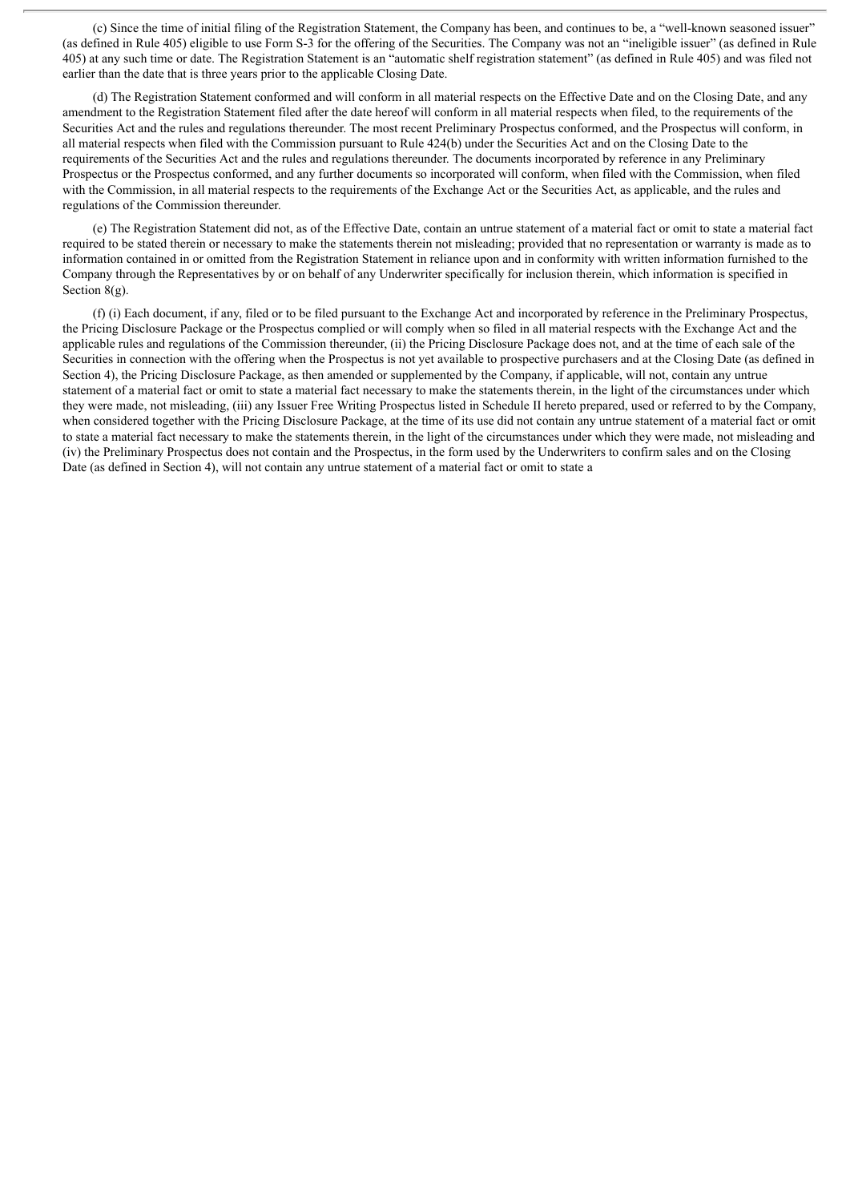(c) Since the time of initial filing of the Registration Statement, the Company has been, and continues to be, a "well-known seasoned issuer" (as defined in Rule 405) eligible to use Form S-3 for the offering of the Securities. The Company was not an "ineligible issuer" (as defined in Rule 405) at any such time or date. The Registration Statement is an "automatic shelf registration statement" (as defined in Rule 405) and was filed not earlier than the date that is three years prior to the applicable Closing Date.

(d) The Registration Statement conformed and will conform in all material respects on the Effective Date and on the Closing Date, and any amendment to the Registration Statement filed after the date hereof will conform in all material respects when filed, to the requirements of the Securities Act and the rules and regulations thereunder. The most recent Preliminary Prospectus conformed, and the Prospectus will conform, in all material respects when filed with the Commission pursuant to Rule 424(b) under the Securities Act and on the Closing Date to the requirements of the Securities Act and the rules and regulations thereunder. The documents incorporated by reference in any Preliminary Prospectus or the Prospectus conformed, and any further documents so incorporated will conform, when filed with the Commission, when filed with the Commission, in all material respects to the requirements of the Exchange Act or the Securities Act, as applicable, and the rules and regulations of the Commission thereunder.

(e) The Registration Statement did not, as of the Effective Date, contain an untrue statement of a material fact or omit to state a material fact required to be stated therein or necessary to make the statements therein not misleading; provided that no representation or warranty is made as to information contained in or omitted from the Registration Statement in reliance upon and in conformity with written information furnished to the Company through the Representatives by or on behalf of any Underwriter specifically for inclusion therein, which information is specified in Section 8(g).

(f) (i) Each document, if any, filed or to be filed pursuant to the Exchange Act and incorporated by reference in the Preliminary Prospectus, the Pricing Disclosure Package or the Prospectus complied or will comply when so filed in all material respects with the Exchange Act and the applicable rules and regulations of the Commission thereunder, (ii) the Pricing Disclosure Package does not, and at the time of each sale of the Securities in connection with the offering when the Prospectus is not yet available to prospective purchasers and at the Closing Date (as defined in Section 4), the Pricing Disclosure Package, as then amended or supplemented by the Company, if applicable, will not, contain any untrue statement of a material fact or omit to state a material fact necessary to make the statements therein, in the light of the circumstances under which they were made, not misleading, (iii) any Issuer Free Writing Prospectus listed in Schedule II hereto prepared, used or referred to by the Company, when considered together with the Pricing Disclosure Package, at the time of its use did not contain any untrue statement of a material fact or omit to state a material fact necessary to make the statements therein, in the light of the circumstances under which they were made, not misleading and (iv) the Preliminary Prospectus does not contain and the Prospectus, in the form used by the Underwriters to confirm sales and on the Closing Date (as defined in Section 4), will not contain any untrue statement of a material fact or omit to state a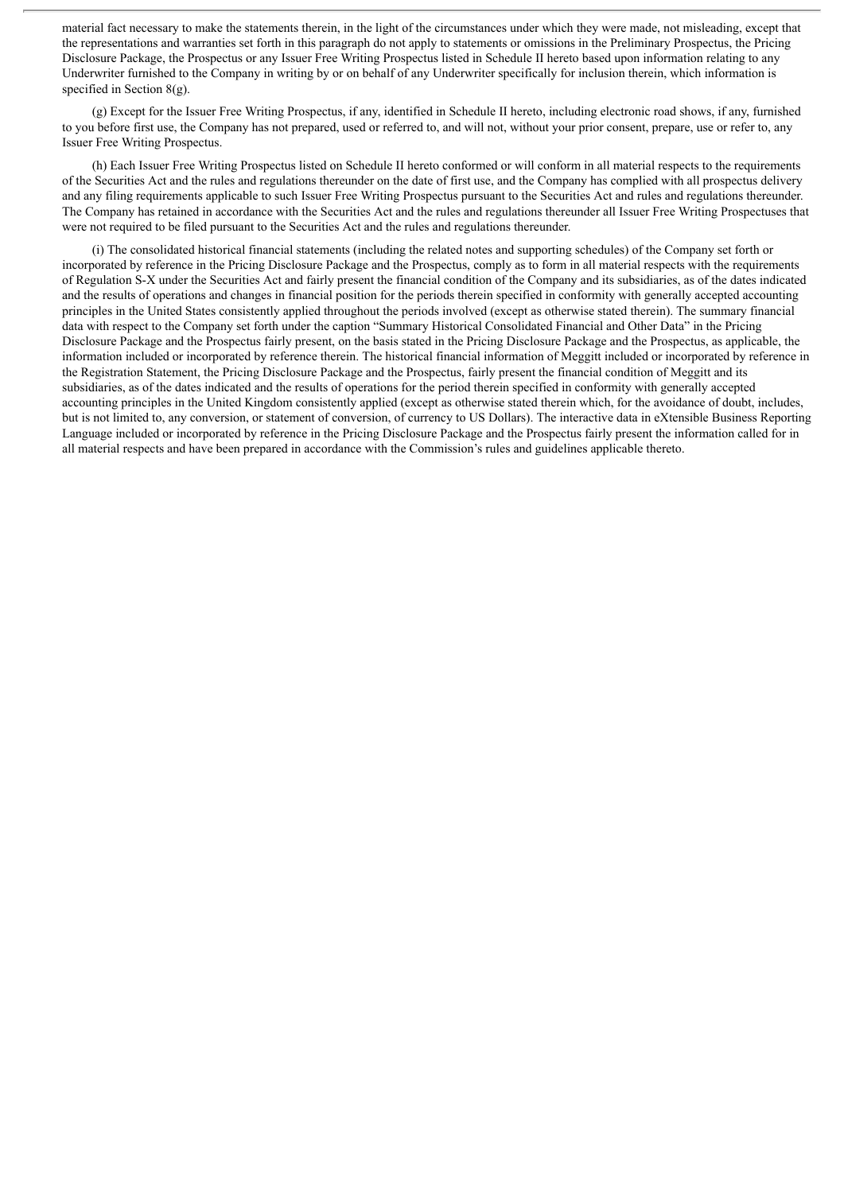material fact necessary to make the statements therein, in the light of the circumstances under which they were made, not misleading, except that the representations and warranties set forth in this paragraph do not apply to statements or omissions in the Preliminary Prospectus, the Pricing Disclosure Package, the Prospectus or any Issuer Free Writing Prospectus listed in Schedule II hereto based upon information relating to any Underwriter furnished to the Company in writing by or on behalf of any Underwriter specifically for inclusion therein, which information is specified in Section 8(g).

(g) Except for the Issuer Free Writing Prospectus, if any, identified in Schedule II hereto, including electronic road shows, if any, furnished to you before first use, the Company has not prepared, used or referred to, and will not, without your prior consent, prepare, use or refer to, any Issuer Free Writing Prospectus.

(h) Each Issuer Free Writing Prospectus listed on Schedule II hereto conformed or will conform in all material respects to the requirements of the Securities Act and the rules and regulations thereunder on the date of first use, and the Company has complied with all prospectus delivery and any filing requirements applicable to such Issuer Free Writing Prospectus pursuant to the Securities Act and rules and regulations thereunder. The Company has retained in accordance with the Securities Act and the rules and regulations thereunder all Issuer Free Writing Prospectuses that were not required to be filed pursuant to the Securities Act and the rules and regulations thereunder.

(i) The consolidated historical financial statements (including the related notes and supporting schedules) of the Company set forth or incorporated by reference in the Pricing Disclosure Package and the Prospectus, comply as to form in all material respects with the requirements of Regulation S-X under the Securities Act and fairly present the financial condition of the Company and its subsidiaries, as of the dates indicated and the results of operations and changes in financial position for the periods therein specified in conformity with generally accepted accounting principles in the United States consistently applied throughout the periods involved (except as otherwise stated therein). The summary financial data with respect to the Company set forth under the caption "Summary Historical Consolidated Financial and Other Data" in the Pricing Disclosure Package and the Prospectus fairly present, on the basis stated in the Pricing Disclosure Package and the Prospectus, as applicable, the information included or incorporated by reference therein. The historical financial information of Meggitt included or incorporated by reference in the Registration Statement, the Pricing Disclosure Package and the Prospectus, fairly present the financial condition of Meggitt and its subsidiaries, as of the dates indicated and the results of operations for the period therein specified in conformity with generally accepted accounting principles in the United Kingdom consistently applied (except as otherwise stated therein which, for the avoidance of doubt, includes, but is not limited to, any conversion, or statement of conversion, of currency to US Dollars). The interactive data in eXtensible Business Reporting Language included or incorporated by reference in the Pricing Disclosure Package and the Prospectus fairly present the information called for in all material respects and have been prepared in accordance with the Commission's rules and guidelines applicable thereto.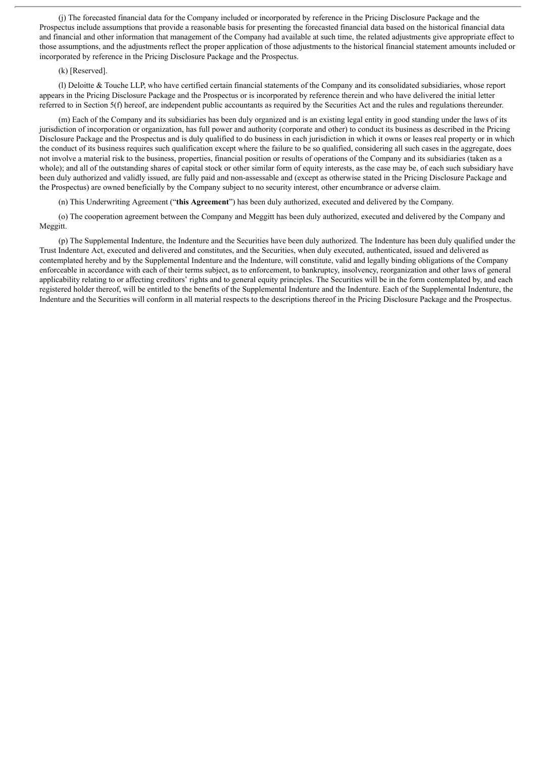(j) The forecasted financial data for the Company included or incorporated by reference in the Pricing Disclosure Package and the Prospectus include assumptions that provide a reasonable basis for presenting the forecasted financial data based on the historical financial data and financial and other information that management of the Company had available at such time, the related adjustments give appropriate effect to those assumptions, and the adjustments reflect the proper application of those adjustments to the historical financial statement amounts included or incorporated by reference in the Pricing Disclosure Package and the Prospectus.

(k) [Reserved].

(l) Deloitte & Touche LLP, who have certified certain financial statements of the Company and its consolidated subsidiaries, whose report appears in the Pricing Disclosure Package and the Prospectus or is incorporated by reference therein and who have delivered the initial letter referred to in Section 5(f) hereof, are independent public accountants as required by the Securities Act and the rules and regulations thereunder.

(m) Each of the Company and its subsidiaries has been duly organized and is an existing legal entity in good standing under the laws of its jurisdiction of incorporation or organization, has full power and authority (corporate and other) to conduct its business as described in the Pricing Disclosure Package and the Prospectus and is duly qualified to do business in each jurisdiction in which it owns or leases real property or in which the conduct of its business requires such qualification except where the failure to be so qualified, considering all such cases in the aggregate, does not involve a material risk to the business, properties, financial position or results of operations of the Company and its subsidiaries (taken as a whole); and all of the outstanding shares of capital stock or other similar form of equity interests, as the case may be, of each such subsidiary have been duly authorized and validly issued, are fully paid and non-assessable and (except as otherwise stated in the Pricing Disclosure Package and the Prospectus) are owned beneficially by the Company subject to no security interest, other encumbrance or adverse claim.

(n) This Underwriting Agreement ("**this Agreement**") has been duly authorized, executed and delivered by the Company.

(o) The cooperation agreement between the Company and Meggitt has been duly authorized, executed and delivered by the Company and Meggitt.

(p) The Supplemental Indenture, the Indenture and the Securities have been duly authorized. The Indenture has been duly qualified under the Trust Indenture Act, executed and delivered and constitutes, and the Securities, when duly executed, authenticated, issued and delivered as contemplated hereby and by the Supplemental Indenture and the Indenture, will constitute, valid and legally binding obligations of the Company enforceable in accordance with each of their terms subject, as to enforcement, to bankruptcy, insolvency, reorganization and other laws of general applicability relating to or affecting creditors' rights and to general equity principles. The Securities will be in the form contemplated by, and each registered holder thereof, will be entitled to the benefits of the Supplemental Indenture and the Indenture. Each of the Supplemental Indenture, the Indenture and the Securities will conform in all material respects to the descriptions thereof in the Pricing Disclosure Package and the Prospectus.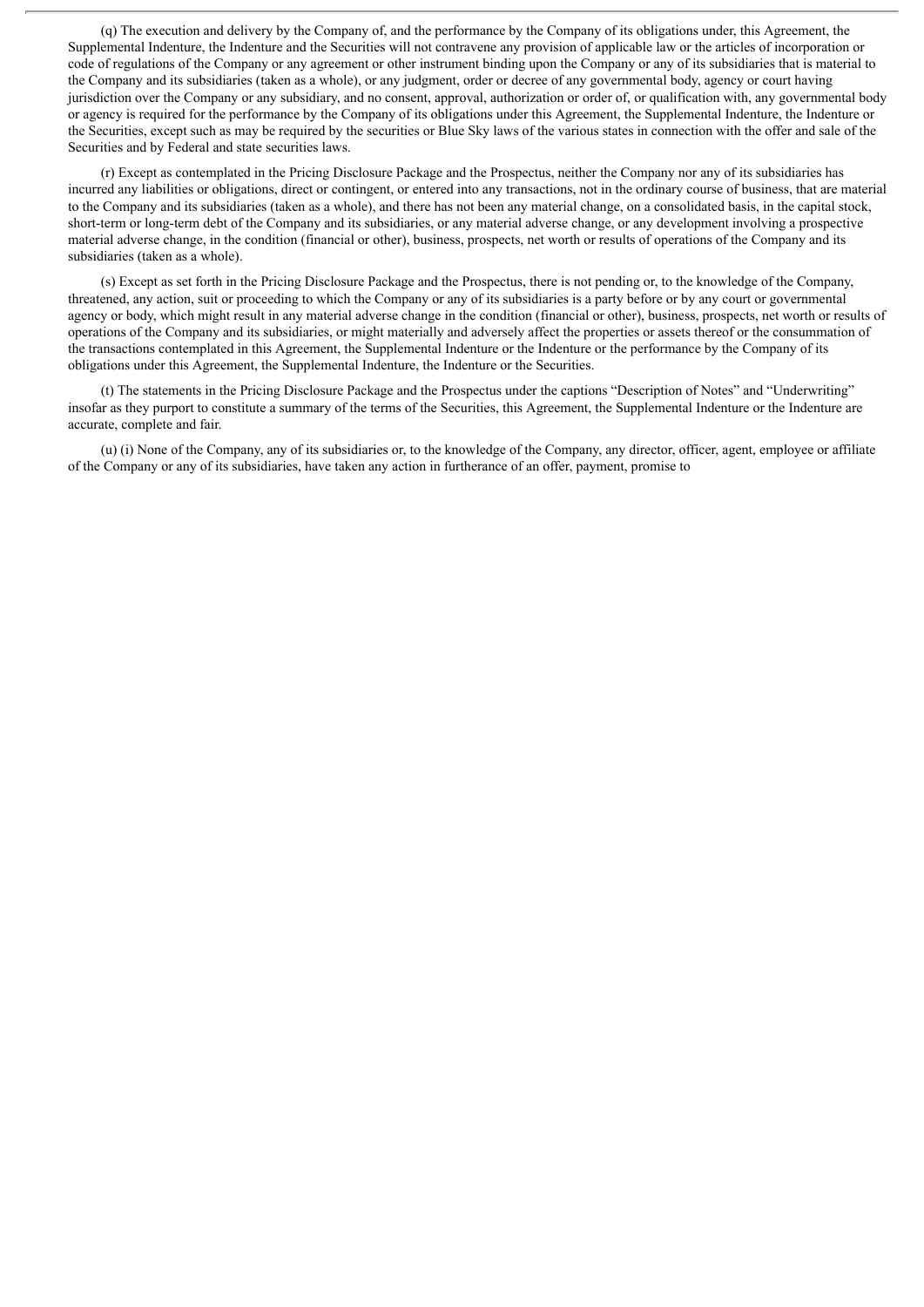(q) The execution and delivery by the Company of, and the performance by the Company of its obligations under, this Agreement, the Supplemental Indenture, the Indenture and the Securities will not contravene any provision of applicable law or the articles of incorporation or code of regulations of the Company or any agreement or other instrument binding upon the Company or any of its subsidiaries that is material to the Company and its subsidiaries (taken as a whole), or any judgment, order or decree of any governmental body, agency or court having jurisdiction over the Company or any subsidiary, and no consent, approval, authorization or order of, or qualification with, any governmental body or agency is required for the performance by the Company of its obligations under this Agreement, the Supplemental Indenture, the Indenture or the Securities, except such as may be required by the securities or Blue Sky laws of the various states in connection with the offer and sale of the Securities and by Federal and state securities laws.

(r) Except as contemplated in the Pricing Disclosure Package and the Prospectus, neither the Company nor any of its subsidiaries has incurred any liabilities or obligations, direct or contingent, or entered into any transactions, not in the ordinary course of business, that are material to the Company and its subsidiaries (taken as a whole), and there has not been any material change, on a consolidated basis, in the capital stock, short-term or long-term debt of the Company and its subsidiaries, or any material adverse change, or any development involving a prospective material adverse change, in the condition (financial or other), business, prospects, net worth or results of operations of the Company and its subsidiaries (taken as a whole).

(s) Except as set forth in the Pricing Disclosure Package and the Prospectus, there is not pending or, to the knowledge of the Company, threatened, any action, suit or proceeding to which the Company or any of its subsidiaries is a party before or by any court or governmental agency or body, which might result in any material adverse change in the condition (financial or other), business, prospects, net worth or results of operations of the Company and its subsidiaries, or might materially and adversely affect the properties or assets thereof or the consummation of the transactions contemplated in this Agreement, the Supplemental Indenture or the Indenture or the performance by the Company of its obligations under this Agreement, the Supplemental Indenture, the Indenture or the Securities.

(t) The statements in the Pricing Disclosure Package and the Prospectus under the captions "Description of Notes" and "Underwriting" insofar as they purport to constitute a summary of the terms of the Securities, this Agreement, the Supplemental Indenture or the Indenture are accurate, complete and fair.

(u) (i) None of the Company, any of its subsidiaries or, to the knowledge of the Company, any director, officer, agent, employee or affiliate of the Company or any of its subsidiaries, have taken any action in furtherance of an offer, payment, promise to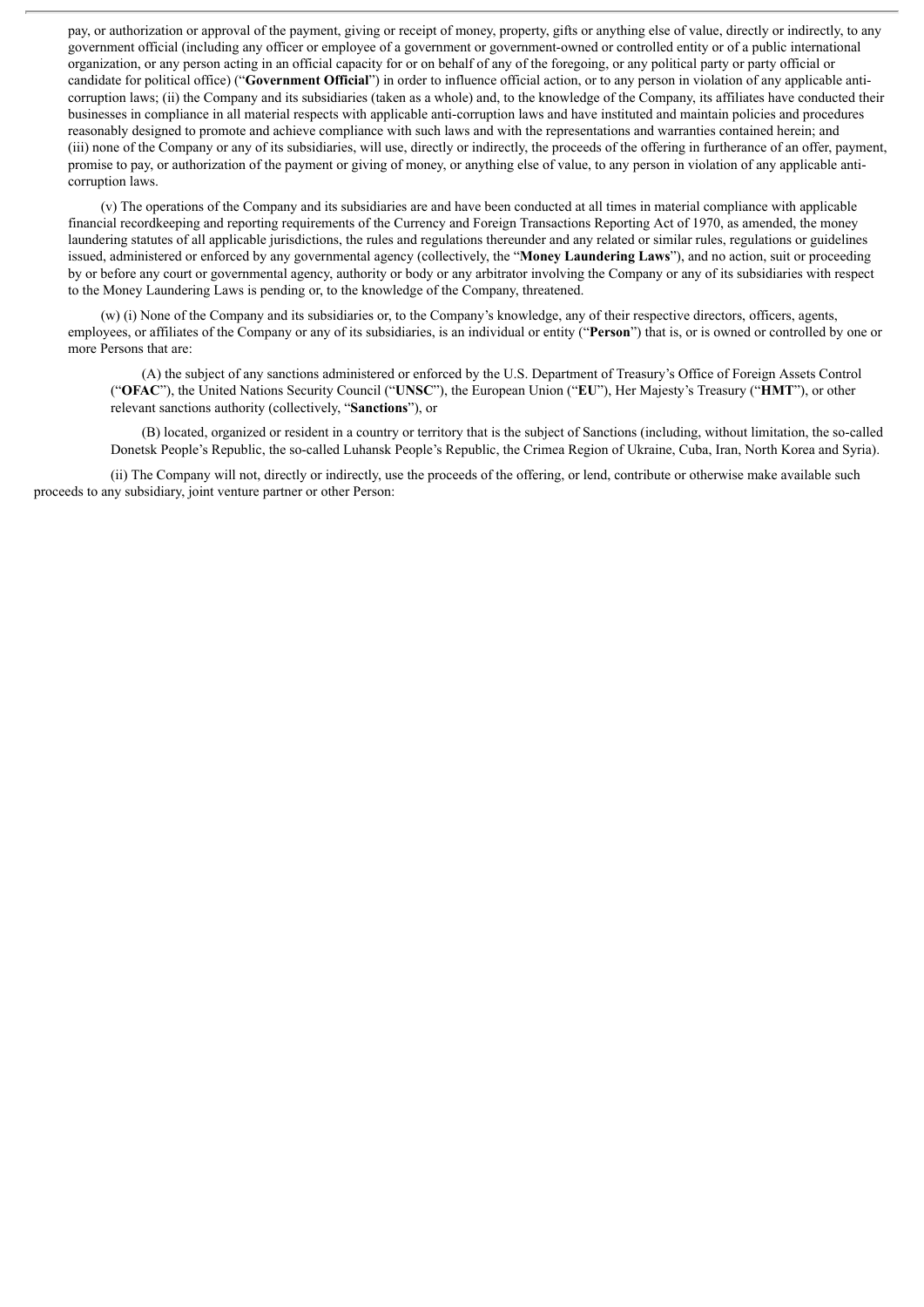pay, or authorization or approval of the payment, giving or receipt of money, property, gifts or anything else of value, directly or indirectly, to any government official (including any officer or employee of a government or government-owned or controlled entity or of a public international organization, or any person acting in an official capacity for or on behalf of any of the foregoing, or any political party or party official or candidate for political office) ("**Government Official**") in order to influence official action, or to any person in violation of any applicable anti-corruption laws; (ii) the Company and its subsidiaries (taken as a whole) and, to the knowledge of the Company, its affiliates have conducted their businesses in compliance in all material respects with applicable anti-corruption laws and have instituted and maintain policies and procedures reasonably designed to promote and achieve compliance with such laws and with the representations and warranties contained herein; and (iii) none of the Company or any of its subsidiaries, will use, directly or indirectly, the proceeds of the offering in furtherance of an offer, payment, promise to pay, or authorization of the payment or giving of money, or anything else of value, to any person in violation of any applicable anti-corruption laws.

(v) The operations of the Company and its subsidiaries are and have been conducted at all times in material compliance with applicable financial recordkeeping and reporting requirements of the Currency and Foreign Transactions Reporting Act of 1970, as amended, the money laundering statutes of all applicable jurisdictions, the rules and regulations thereunder and any related or similar rules, regulations or guidelines issued, administered or enforced by any governmental agency (collectively, the "**Money Laundering Laws**"), and no action, suit or proceeding by or before any court or governmental agency, authority or body or any arbitrator involving the Company or any of its subsidiaries with respect to the Money Laundering Laws is pending or, to the knowledge of the Company, threatened.

(w) (i) None of the Company and its subsidiaries or, to the Company's knowledge, any of their respective directors, officers, agents, employees, or affiliates of the Company or any of its subsidiaries, is an individual or entity ("**Person**") that is, or is owned or controlled by one or more Persons that are:

(A) the subject of any sanctions administered or enforced by the U.S. Department of Treasury's Office of Foreign Assets Control ("**OFAC**"), the United Nations Security Council ("**UNSC**"), the European Union ("**EU**"), Her Majesty's Treasury ("**HMT**"), or other relevant sanctions authority (collectively, "**Sanctions**"), or

(B) located, organized or resident in a country or territory that is the subject of Sanctions (including, without limitation, the so-called Donetsk People's Republic, the so-called Luhansk People's Republic, the Crimea Region of Ukraine, Cuba, Iran, North Korea and Syria).

(ii) The Company will not, directly or indirectly, use the proceeds of the offering, or lend, contribute or otherwise make available such proceeds to any subsidiary, joint venture partner or other Person: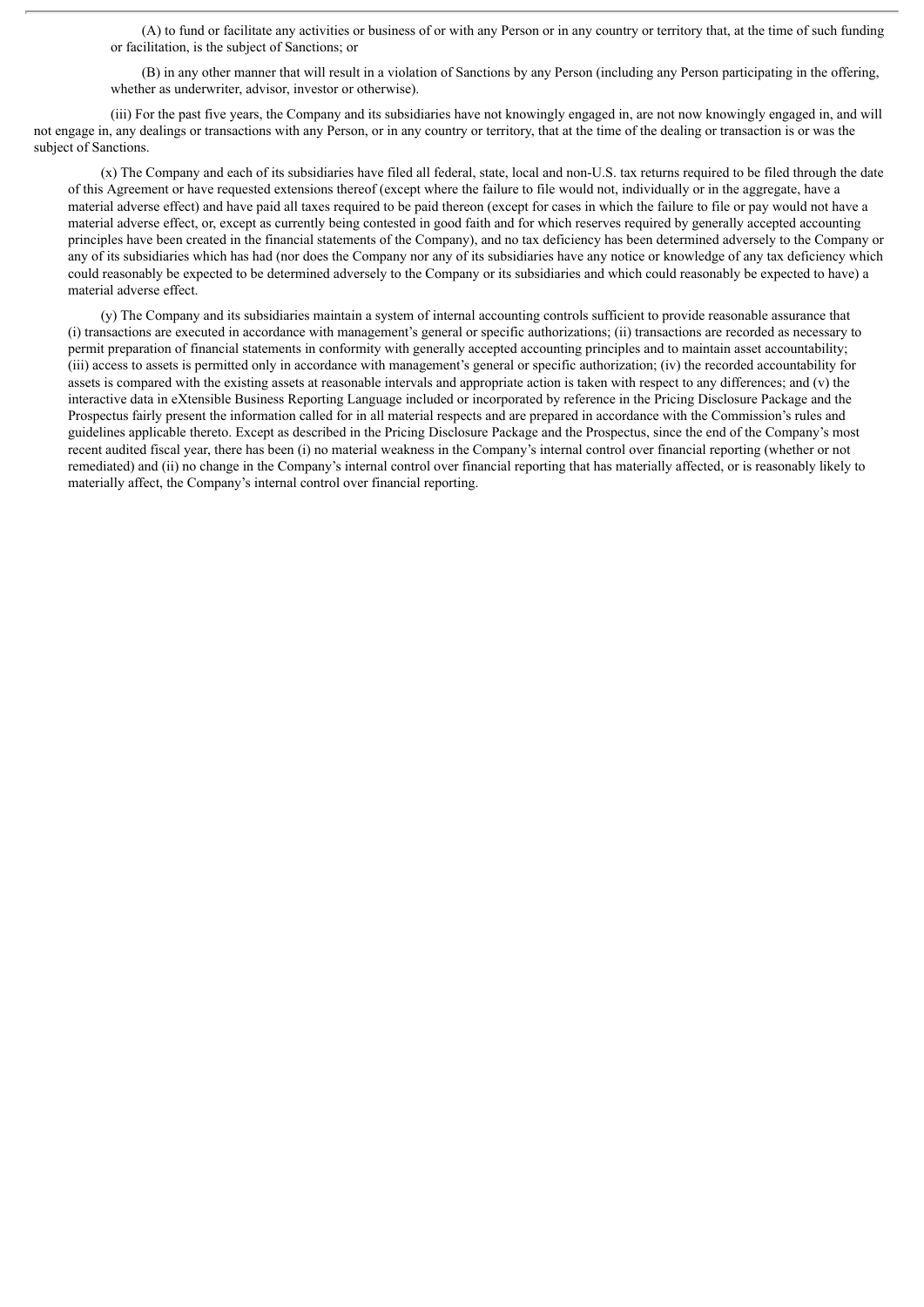(A) to fund or facilitate any activities or business of or with any Person or in any country or territory that, at the time of such funding or facilitation, is the subject of Sanctions; or

(B) in any other manner that will result in a violation of Sanctions by any Person (including any Person participating in the offering, whether as underwriter, advisor, investor or otherwise).

(iii) For the past five years, the Company and its subsidiaries have not knowingly engaged in, are not now knowingly engaged in, and will not engage in, any dealings or transactions with any Person, or in any country or territory, that at the time of the dealing or transaction is or was the subject of Sanctions.

(x) The Company and each of its subsidiaries have filed all federal, state, local and non-U.S. tax returns required to be filed through the date of this Agreement or have requested extensions thereof (except where the failure to file would not, individually or in the aggregate, have a material adverse effect) and have paid all taxes required to be paid thereon (except for cases in which the failure to file or pay would not have a material adverse effect, or, except as currently being contested in good faith and for which reserves required by generally accepted accounting principles have been created in the financial statements of the Company), and no tax deficiency has been determined adversely to the Company or any of its subsidiaries which has had (nor does the Company nor any of its subsidiaries have any notice or knowledge of any tax deficiency which could reasonably be expected to be determined adversely to the Company or its subsidiaries and which could reasonably be expected to have) a material adverse effect.

(y) The Company and its subsidiaries maintain a system of internal accounting controls sufficient to provide reasonable assurance that (i) transactions are executed in accordance with management's general or specific authorizations; (ii) transactions are recorded as necessary to permit preparation of financial statements in conformity with generally accepted accounting principles and to maintain asset accountability; (iii) access to assets is permitted only in accordance with management's general or specific authorization; (iv) the recorded accountability for assets is compared with the existing assets at reasonable intervals and appropriate action is taken with respect to any differences; and (v) the interactive data in eXtensible Business Reporting Language included or incorporated by reference in the Pricing Disclosure Package and the Prospectus fairly present the information called for in all material respects and are prepared in accordance with the Commission's rules and guidelines applicable thereto. Except as described in the Pricing Disclosure Package and the Prospectus, since the end of the Company's most recent audited fiscal year, there has been (i) no material weakness in the Company's internal control over financial reporting (whether or not remediated) and (ii) no change in the Company's internal control over financial reporting that has materially affected, or is reasonably likely to materially affect, the Company's internal control over financial reporting.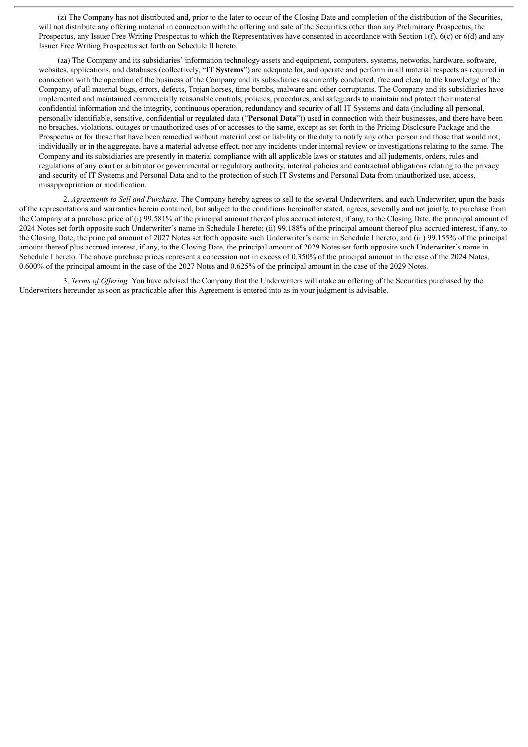(z) The Company has not distributed and, prior to the later to occur of the Closing Date and completion of the distribution of the Securities, will not distribute any offering material in connection with the offering and sale of the Securities other than any Preliminary Prospectus, the Prospectus, any Issuer Free Writing Prospectus to which the Representatives have consented in accordance with Section 1(f), 6(c) or 6(d) and any Issuer Free Writing Prospectus set forth on Schedule II hereto.

(aa) The Company and its subsidiaries' information technology assets and equipment, computers, systems, networks, hardware, software, websites, applications, and databases (collectively, "**IT Systems**") are adequate for, and operate and perform in all material respects as required in connection with the operation of the business of the Company and its subsidiaries as currently conducted, free and clear, to the knowledge of the Company, of all material bugs, errors, defects, Trojan horses, time bombs, malware and other corruptants. The Company and its subsidiaries have implemented and maintained commercially reasonable controls, policies, procedures, and safeguards to maintain and protect their material confidential information and the integrity, continuous operation, redundancy and security of all IT Systems and data (including all personal, personally identifiable, sensitive, confidential or regulated data ("**Personal Data**")) used in connection with their businesses, and there have been no breaches, violations, outages or unauthorized uses of or accesses to the same, except as set forth in the Pricing Disclosure Package and the Prospectus or for those that have been remedied without material cost or liability or the duty to notify any other person and those that would not, individually or in the aggregate, have a material adverse effect, nor any incidents under internal review or investigations relating to the same. The Company and its subsidiaries are presently in material compliance with all applicable laws or statutes and all judgments, orders, rules and regulations of any court or arbitrator or governmental or regulatory authority, internal policies and contractual obligations relating to the privacy and security of IT Systems and Personal Data and to the protection of such IT Systems and Personal Data from unauthorized use, access, misappropriation or modification.

2. *Agreements to Sell and Purchase*. The Company hereby agrees to sell to the several Underwriters, and each Underwriter, upon the basis of the representations and warranties herein contained, but subject to the conditions hereinafter stated, agrees, severally and not jointly, to purchase from the Company at a purchase price of (i) 99.581% of the principal amount thereof plus accrued interest, if any, to the Closing Date, the principal amount of 2024 Notes set forth opposite such Underwriter's name in Schedule I hereto; (ii) 99.188% of the principal amount thereof plus accrued interest, if any, to the Closing Date, the principal amount of 2027 Notes set forth opposite such Underwriter's name in Schedule I hereto; and (iii) 99.155% of the principal amount thereof plus accrued interest, if any, to the Closing Date, the principal amount of 2029 Notes set forth opposite such Underwriter's name in Schedule I hereto. The above purchase prices represent a concession not in excess of 0.350% of the principal amount in the case of the 2024 Notes, 0.600% of the principal amount in the case of the 2027 Notes and 0.625% of the principal amount in the case of the 2029 Notes.

3. *Terms of Offering.* You have advised the Company that the Underwriters will make an offering of the Securities purchased by the Underwriters hereunder as soon as practicable after this Agreement is entered into as in your judgment is advisable.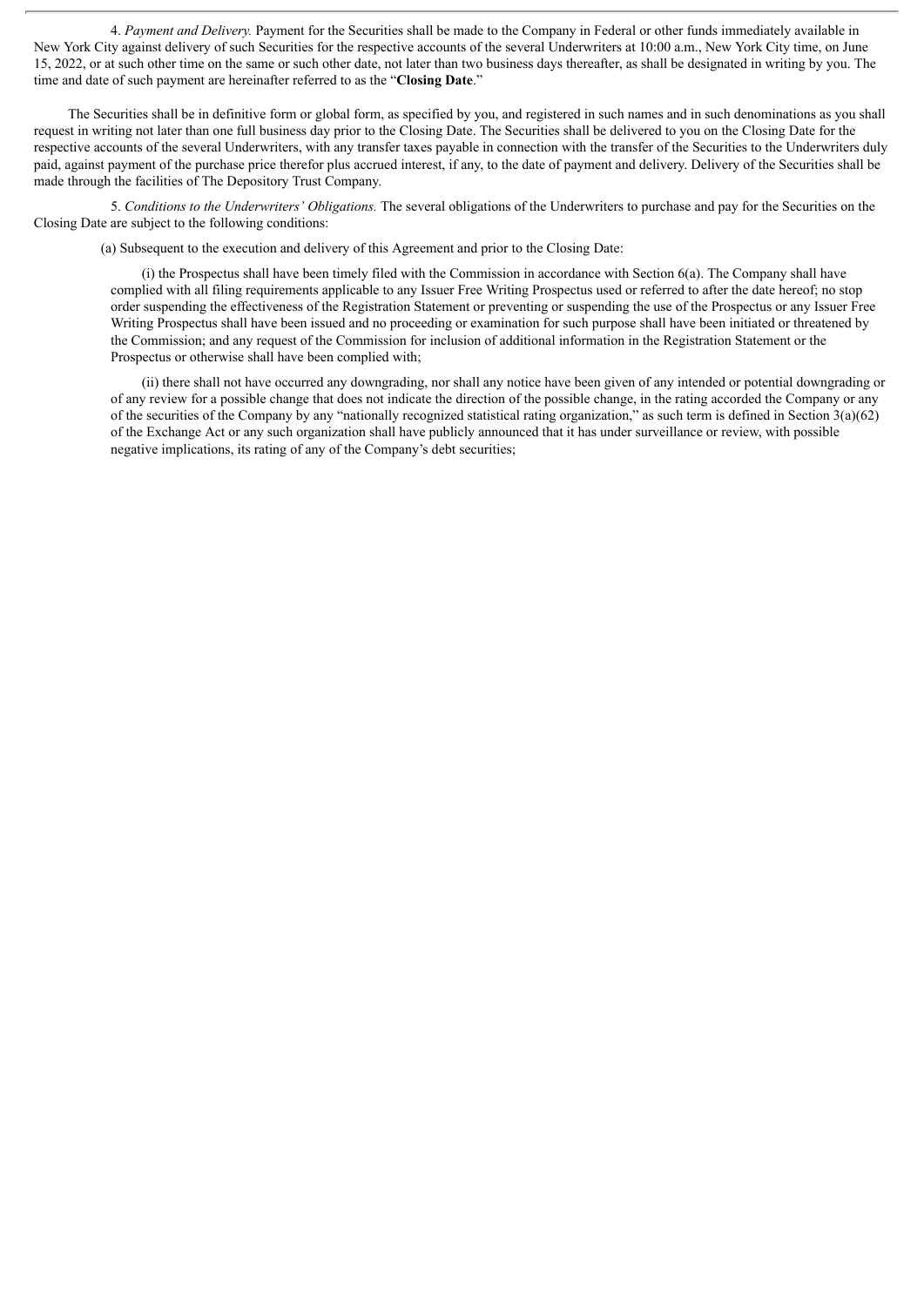4. *Payment and Delivery.* Payment for the Securities shall be made to the Company in Federal or other funds immediately available in New York City against delivery of such Securities for the respective accounts of the several Underwriters at 10:00 a.m., New York City time, on June 15, 2022, or at such other time on the same or such other date, not later than two business days thereafter, as shall be designated in writing by you. The time and date of such payment are hereinafter referred to as the "**Closing Date**."

The Securities shall be in definitive form or global form, as specified by you, and registered in such names and in such denominations as you shall request in writing not later than one full business day prior to the Closing Date. The Securities shall be delivered to you on the Closing Date for the respective accounts of the several Underwriters, with any transfer taxes payable in connection with the transfer of the Securities to the Underwriters duly paid, against payment of the purchase price therefor plus accrued interest, if any, to the date of payment and delivery. Delivery of the Securities shall be made through the facilities of The Depository Trust Company.

5. *Conditions to the Underwriters' Obligations.* The several obligations of the Underwriters to purchase and pay for the Securities on the Closing Date are subject to the following conditions:

(a) Subsequent to the execution and delivery of this Agreement and prior to the Closing Date:

(i) the Prospectus shall have been timely filed with the Commission in accordance with Section 6(a). The Company shall have complied with all filing requirements applicable to any Issuer Free Writing Prospectus used or referred to after the date hereof; no stop order suspending the effectiveness of the Registration Statement or preventing or suspending the use of the Prospectus or any Issuer Free Writing Prospectus shall have been issued and no proceeding or examination for such purpose shall have been initiated or threatened by the Commission; and any request of the Commission for inclusion of additional information in the Registration Statement or the Prospectus or otherwise shall have been complied with;

(ii) there shall not have occurred any downgrading, nor shall any notice have been given of any intended or potential downgrading or of any review for a possible change that does not indicate the direction of the possible change, in the rating accorded the Company or any of the securities of the Company by any "nationally recognized statistical rating organization," as such term is defined in Section 3(a)(62) of the Exchange Act or any such organization shall have publicly announced that it has under surveillance or review, with possible negative implications, its rating of any of the Company's debt securities;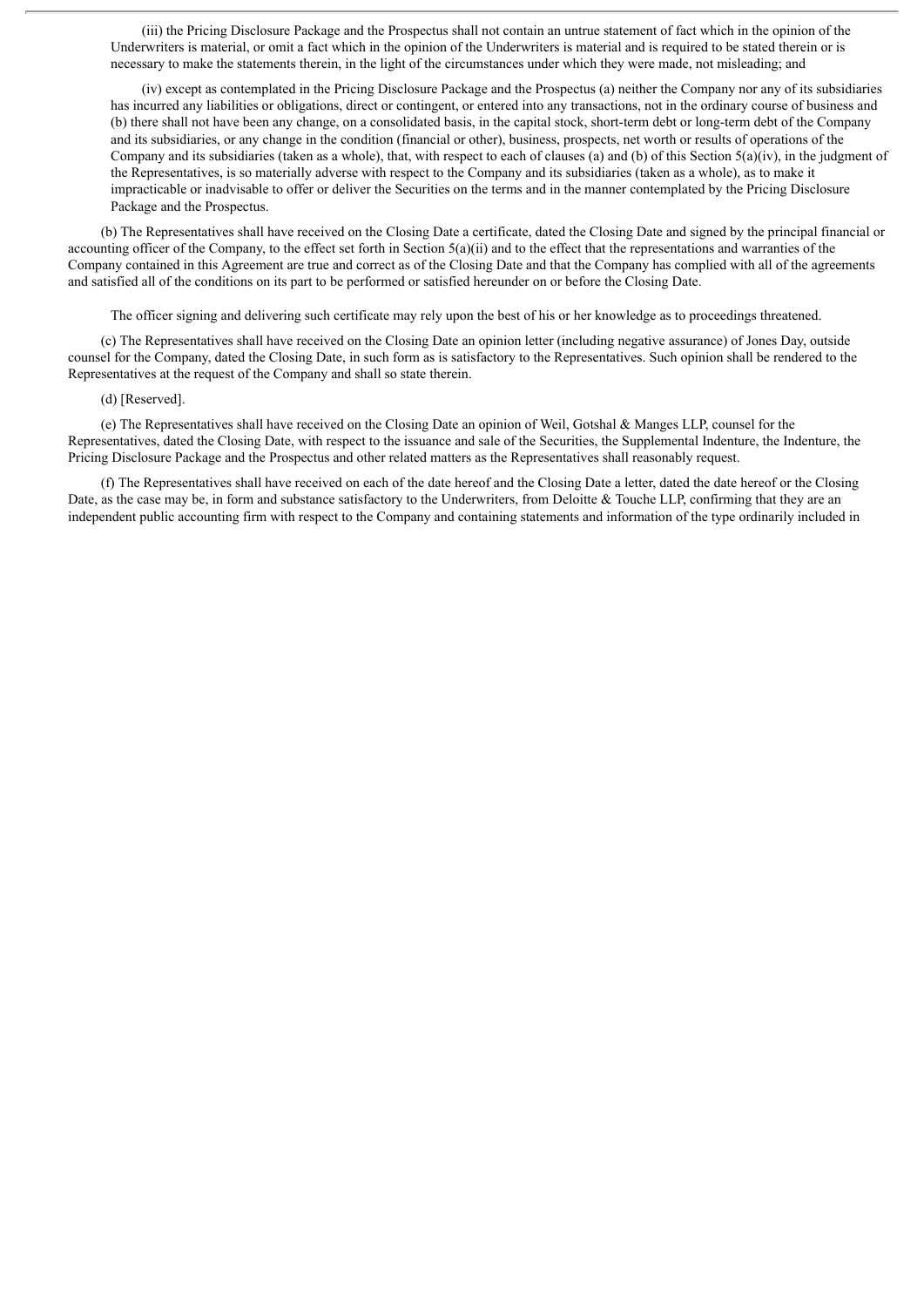(iii) the Pricing Disclosure Package and the Prospectus shall not contain an untrue statement of fact which in the opinion of the Underwriters is material, or omit a fact which in the opinion of the Underwriters is material and is required to be stated therein or is necessary to make the statements therein, in the light of the circumstances under which they were made, not misleading; and

(iv) except as contemplated in the Pricing Disclosure Package and the Prospectus (a) neither the Company nor any of its subsidiaries has incurred any liabilities or obligations, direct or contingent, or entered into any transactions, not in the ordinary course of business and (b) there shall not have been any change, on a consolidated basis, in the capital stock, short-term debt or long-term debt of the Company and its subsidiaries, or any change in the condition (financial or other), business, prospects, net worth or results of operations of the Company and its subsidiaries (taken as a whole), that, with respect to each of clauses (a) and (b) of this Section 5(a)(iv), in the judgment of the Representatives, is so materially adverse with respect to the Company and its subsidiaries (taken as a whole), as to make it impracticable or inadvisable to offer or deliver the Securities on the terms and in the manner contemplated by the Pricing Disclosure Package and the Prospectus.

(b) The Representatives shall have received on the Closing Date a certificate, dated the Closing Date and signed by the principal financial or accounting officer of the Company, to the effect set forth in Section 5(a)(ii) and to the effect that the representations and warranties of the Company contained in this Agreement are true and correct as of the Closing Date and that the Company has complied with all of the agreements and satisfied all of the conditions on its part to be performed or satisfied hereunder on or before the Closing Date.

The officer signing and delivering such certificate may rely upon the best of his or her knowledge as to proceedings threatened.

(c) The Representatives shall have received on the Closing Date an opinion letter (including negative assurance) of Jones Day, outside counsel for the Company, dated the Closing Date, in such form as is satisfactory to the Representatives. Such opinion shall be rendered to the Representatives at the request of the Company and shall so state therein.

(d) [Reserved].

(e) The Representatives shall have received on the Closing Date an opinion of Weil, Gotshal & Manges LLP, counsel for the Representatives, dated the Closing Date, with respect to the issuance and sale of the Securities, the Supplemental Indenture, the Indenture, the Pricing Disclosure Package and the Prospectus and other related matters as the Representatives shall reasonably request.

(f) The Representatives shall have received on each of the date hereof and the Closing Date a letter, dated the date hereof or the Closing Date, as the case may be, in form and substance satisfactory to the Underwriters, from Deloitte & Touche LLP, confirming that they are an independent public accounting firm with respect to the Company and containing statements and information of the type ordinarily included in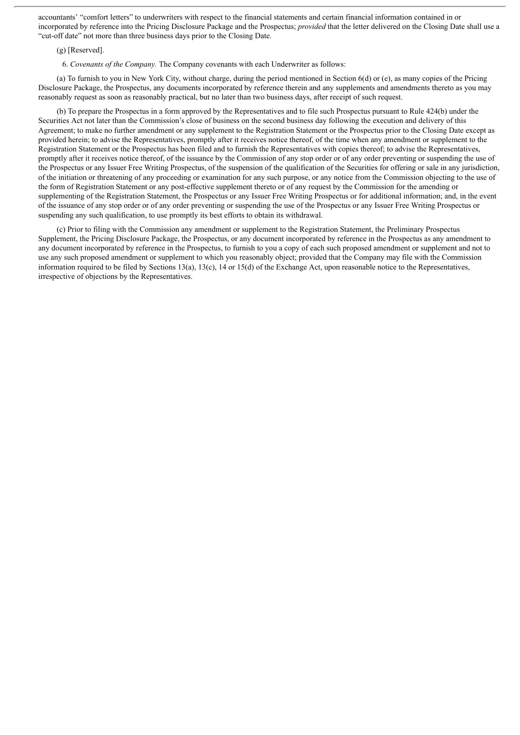accountants' "comfort letters" to underwriters with respect to the financial statements and certain financial information contained in or incorporated by reference into the Pricing Disclosure Package and the Prospectus; *provided* that the letter delivered on the Closing Date shall use a "cut-off date" not more than three business days prior to the Closing Date.

(g) [Reserved].

6. *Covenants of the Company.* The Company covenants with each Underwriter as follows:

(a) To furnish to you in New York City, without charge, during the period mentioned in Section 6(d) or (e), as many copies of the Pricing Disclosure Package, the Prospectus, any documents incorporated by reference therein and any supplements and amendments thereto as you may reasonably request as soon as reasonably practical, but no later than two business days, after receipt of such request.

(b) To prepare the Prospectus in a form approved by the Representatives and to file such Prospectus pursuant to Rule 424(b) under the Securities Act not later than the Commission's close of business on the second business day following the execution and delivery of this Agreement; to make no further amendment or any supplement to the Registration Statement or the Prospectus prior to the Closing Date except as provided herein; to advise the Representatives, promptly after it receives notice thereof, of the time when any amendment or supplement to the Registration Statement or the Prospectus has been filed and to furnish the Representatives with copies thereof; to advise the Representatives, promptly after it receives notice thereof, of the issuance by the Commission of any stop order or of any order preventing or suspending the use of the Prospectus or any Issuer Free Writing Prospectus, of the suspension of the qualification of the Securities for offering or sale in any jurisdiction, of the initiation or threatening of any proceeding or examination for any such purpose, or any notice from the Commission objecting to the use of the form of Registration Statement or any post-effective supplement thereto or of any request by the Commission for the amending or supplementing of the Registration Statement, the Prospectus or any Issuer Free Writing Prospectus or for additional information; and, in the event of the issuance of any stop order or of any order preventing or suspending the use of the Prospectus or any Issuer Free Writing Prospectus or suspending any such qualification, to use promptly its best efforts to obtain its withdrawal.

(c) Prior to filing with the Commission any amendment or supplement to the Registration Statement, the Preliminary Prospectus Supplement, the Pricing Disclosure Package, the Prospectus, or any document incorporated by reference in the Prospectus as any amendment to any document incorporated by reference in the Prospectus, to furnish to you a copy of each such proposed amendment or supplement and not to use any such proposed amendment or supplement to which you reasonably object; provided that the Company may file with the Commission information required to be filed by Sections 13(a), 13(c), 14 or 15(d) of the Exchange Act, upon reasonable notice to the Representatives, irrespective of objections by the Representatives.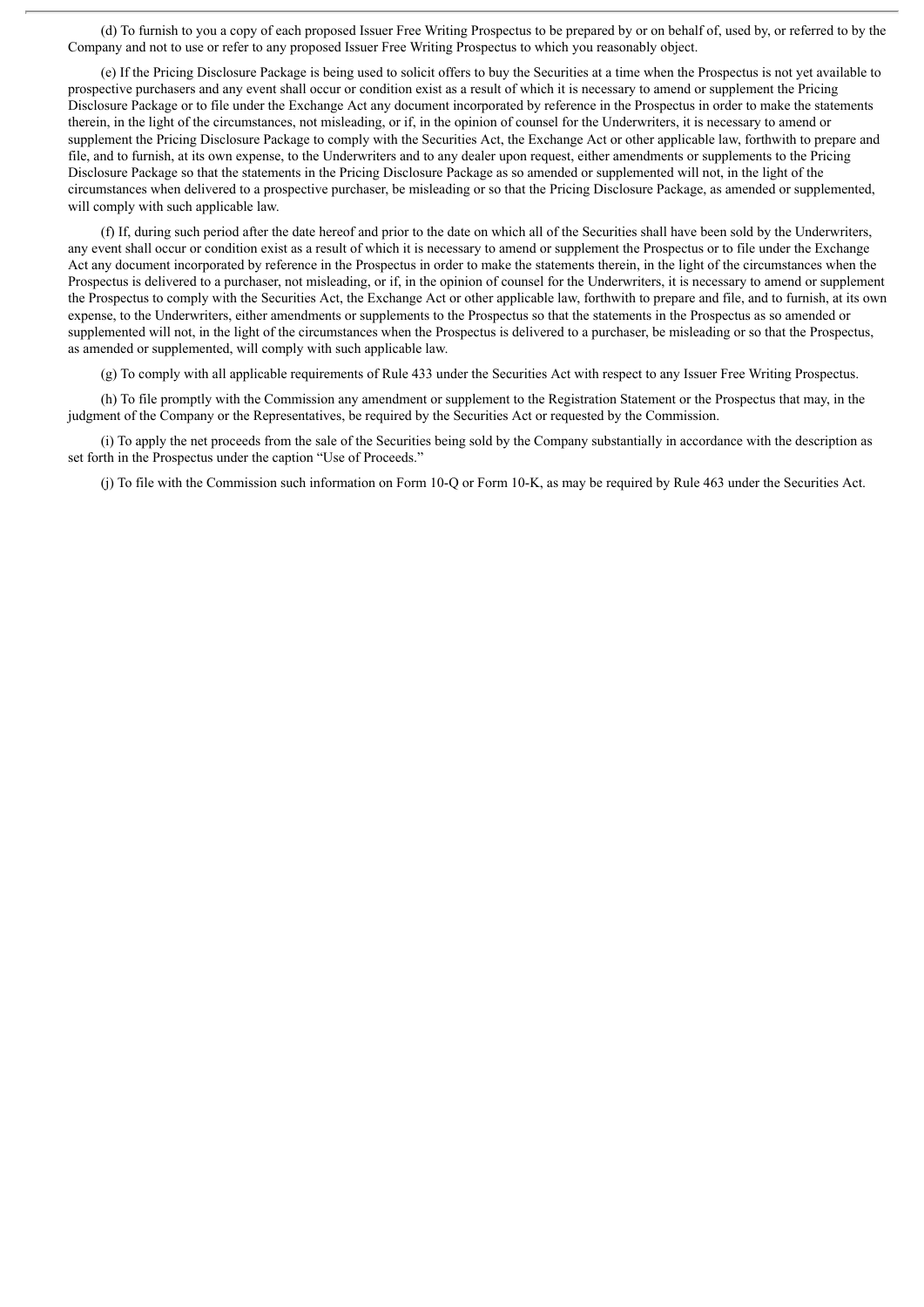(d) To furnish to you a copy of each proposed Issuer Free Writing Prospectus to be prepared by or on behalf of, used by, or referred to by the Company and not to use or refer to any proposed Issuer Free Writing Prospectus to which you reasonably object.

(e) If the Pricing Disclosure Package is being used to solicit offers to buy the Securities at a time when the Prospectus is not yet available to prospective purchasers and any event shall occur or condition exist as a result of which it is necessary to amend or supplement the Pricing Disclosure Package or to file under the Exchange Act any document incorporated by reference in the Prospectus in order to make the statements therein, in the light of the circumstances, not misleading, or if, in the opinion of counsel for the Underwriters, it is necessary to amend or supplement the Pricing Disclosure Package to comply with the Securities Act, the Exchange Act or other applicable law, forthwith to prepare and file, and to furnish, at its own expense, to the Underwriters and to any dealer upon request, either amendments or supplements to the Pricing Disclosure Package so that the statements in the Pricing Disclosure Package as so amended or supplemented will not, in the light of the circumstances when delivered to a prospective purchaser, be misleading or so that the Pricing Disclosure Package, as amended or supplemented, will comply with such applicable law.

(f) If, during such period after the date hereof and prior to the date on which all of the Securities shall have been sold by the Underwriters, any event shall occur or condition exist as a result of which it is necessary to amend or supplement the Prospectus or to file under the Exchange Act any document incorporated by reference in the Prospectus in order to make the statements therein, in the light of the circumstances when the Prospectus is delivered to a purchaser, not misleading, or if, in the opinion of counsel for the Underwriters, it is necessary to amend or supplement the Prospectus to comply with the Securities Act, the Exchange Act or other applicable law, forthwith to prepare and file, and to furnish, at its own expense, to the Underwriters, either amendments or supplements to the Prospectus so that the statements in the Prospectus as so amended or supplemented will not, in the light of the circumstances when the Prospectus is delivered to a purchaser, be misleading or so that the Prospectus, as amended or supplemented, will comply with such applicable law.

(g) To comply with all applicable requirements of Rule 433 under the Securities Act with respect to any Issuer Free Writing Prospectus.

(h) To file promptly with the Commission any amendment or supplement to the Registration Statement or the Prospectus that may, in the judgment of the Company or the Representatives, be required by the Securities Act or requested by the Commission.

(i) To apply the net proceeds from the sale of the Securities being sold by the Company substantially in accordance with the description as set forth in the Prospectus under the caption "Use of Proceeds."

(j) To file with the Commission such information on Form 10-Q or Form 10-K, as may be required by Rule 463 under the Securities Act.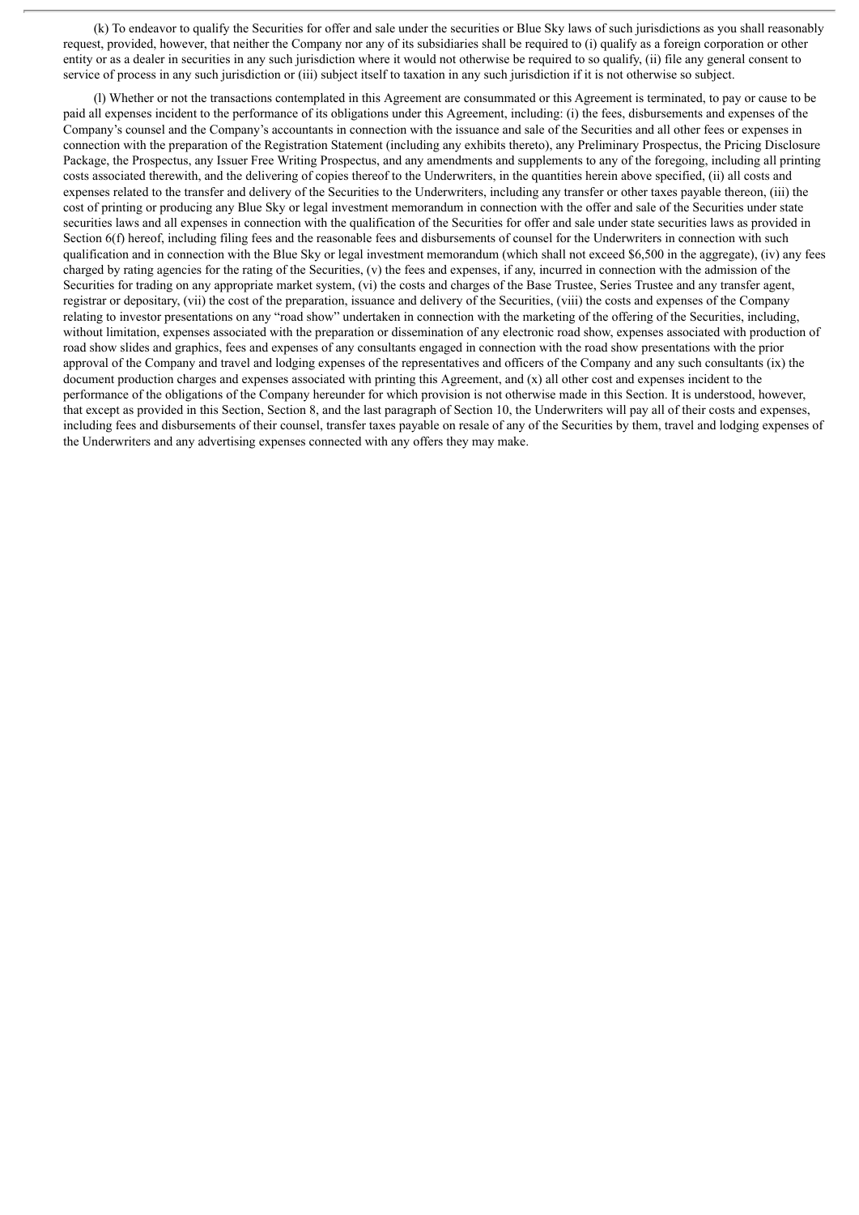(k) To endeavor to qualify the Securities for offer and sale under the securities or Blue Sky laws of such jurisdictions as you shall reasonably request, provided, however, that neither the Company nor any of its subsidiaries shall be required to (i) qualify as a foreign corporation or other entity or as a dealer in securities in any such jurisdiction where it would not otherwise be required to so qualify, (ii) file any general consent to service of process in any such jurisdiction or (iii) subject itself to taxation in any such jurisdiction if it is not otherwise so subject.

(l) Whether or not the transactions contemplated in this Agreement are consummated or this Agreement is terminated, to pay or cause to be paid all expenses incident to the performance of its obligations under this Agreement, including: (i) the fees, disbursements and expenses of the Company's counsel and the Company's accountants in connection with the issuance and sale of the Securities and all other fees or expenses in connection with the preparation of the Registration Statement (including any exhibits thereto), any Preliminary Prospectus, the Pricing Disclosure Package, the Prospectus, any Issuer Free Writing Prospectus, and any amendments and supplements to any of the foregoing, including all printing costs associated therewith, and the delivering of copies thereof to the Underwriters, in the quantities herein above specified, (ii) all costs and expenses related to the transfer and delivery of the Securities to the Underwriters, including any transfer or other taxes payable thereon, (iii) the cost of printing or producing any Blue Sky or legal investment memorandum in connection with the offer and sale of the Securities under state securities laws and all expenses in connection with the qualification of the Securities for offer and sale under state securities laws as provided in Section 6(f) hereof, including filing fees and the reasonable fees and disbursements of counsel for the Underwriters in connection with such qualification and in connection with the Blue Sky or legal investment memorandum (which shall not exceed $6,500 in the aggregate), (iv) any fees charged by rating agencies for the rating of the Securities, (v) the fees and expenses, if any, incurred in connection with the admission of the Securities for trading on any appropriate market system, (vi) the costs and charges of the Base Trustee, Series Trustee and any transfer agent, registrar or depositary, (vii) the cost of the preparation, issuance and delivery of the Securities, (viii) the costs and expenses of the Company relating to investor presentations on any "road show" undertaken in connection with the marketing of the offering of the Securities, including, without limitation, expenses associated with the preparation or dissemination of any electronic road show, expenses associated with production of road show slides and graphics, fees and expenses of any consultants engaged in connection with the road show presentations with the prior approval of the Company and travel and lodging expenses of the representatives and officers of the Company and any such consultants (ix) the document production charges and expenses associated with printing this Agreement, and (x) all other cost and expenses incident to the performance of the obligations of the Company hereunder for which provision is not otherwise made in this Section. It is understood, however, that except as provided in this Section, Section 8, and the last paragraph of Section 10, the Underwriters will pay all of their costs and expenses, including fees and disbursements of their counsel, transfer taxes payable on resale of any of the Securities by them, travel and lodging expenses of the Underwriters and any advertising expenses connected with any offers they may make.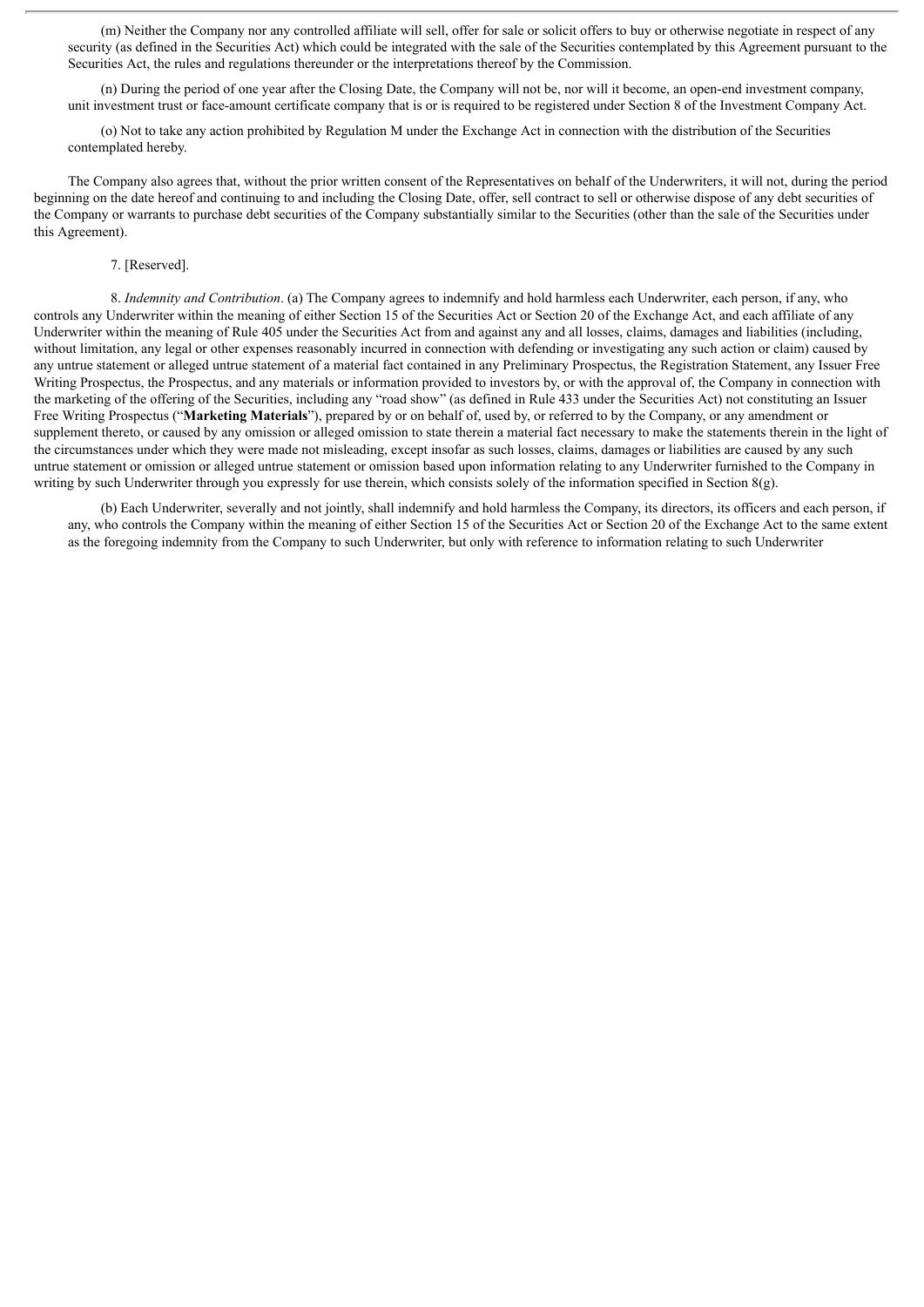(m) Neither the Company nor any controlled affiliate will sell, offer for sale or solicit offers to buy or otherwise negotiate in respect of any security (as defined in the Securities Act) which could be integrated with the sale of the Securities contemplated by this Agreement pursuant to the Securities Act, the rules and regulations thereunder or the interpretations thereof by the Commission.

(n) During the period of one year after the Closing Date, the Company will not be, nor will it become, an open-end investment company, unit investment trust or face-amount certificate company that is or is required to be registered under Section 8 of the Investment Company Act.

(o) Not to take any action prohibited by Regulation M under the Exchange Act in connection with the distribution of the Securities contemplated hereby.

The Company also agrees that, without the prior written consent of the Representatives on behalf of the Underwriters, it will not, during the period beginning on the date hereof and continuing to and including the Closing Date, offer, sell contract to sell or otherwise dispose of any debt securities of the Company or warrants to purchase debt securities of the Company substantially similar to the Securities (other than the sale of the Securities under this Agreement).

7. [Reserved].

8. *Indemnity and Contribution*. (a) The Company agrees to indemnify and hold harmless each Underwriter, each person, if any, who controls any Underwriter within the meaning of either Section 15 of the Securities Act or Section 20 of the Exchange Act, and each affiliate of any Underwriter within the meaning of Rule 405 under the Securities Act from and against any and all losses, claims, damages and liabilities (including, without limitation, any legal or other expenses reasonably incurred in connection with defending or investigating any such action or claim) caused by any untrue statement or alleged untrue statement of a material fact contained in any Preliminary Prospectus, the Registration Statement, any Issuer Free Writing Prospectus, the Prospectus, and any materials or information provided to investors by, or with the approval of, the Company in connection with the marketing of the offering of the Securities, including any "road show" (as defined in Rule 433 under the Securities Act) not constituting an Issuer Free Writing Prospectus ("**Marketing Materials**"), prepared by or on behalf of, used by, or referred to by the Company, or any amendment or supplement thereto, or caused by any omission or alleged omission to state therein a material fact necessary to make the statements therein in the light of the circumstances under which they were made not misleading, except insofar as such losses, claims, damages or liabilities are caused by any such untrue statement or omission or alleged untrue statement or omission based upon information relating to any Underwriter furnished to the Company in writing by such Underwriter through you expressly for use therein, which consists solely of the information specified in Section 8(g).

(b) Each Underwriter, severally and not jointly, shall indemnify and hold harmless the Company, its directors, its officers and each person, if any, who controls the Company within the meaning of either Section 15 of the Securities Act or Section 20 of the Exchange Act to the same extent as the foregoing indemnity from the Company to such Underwriter, but only with reference to information relating to such Underwriter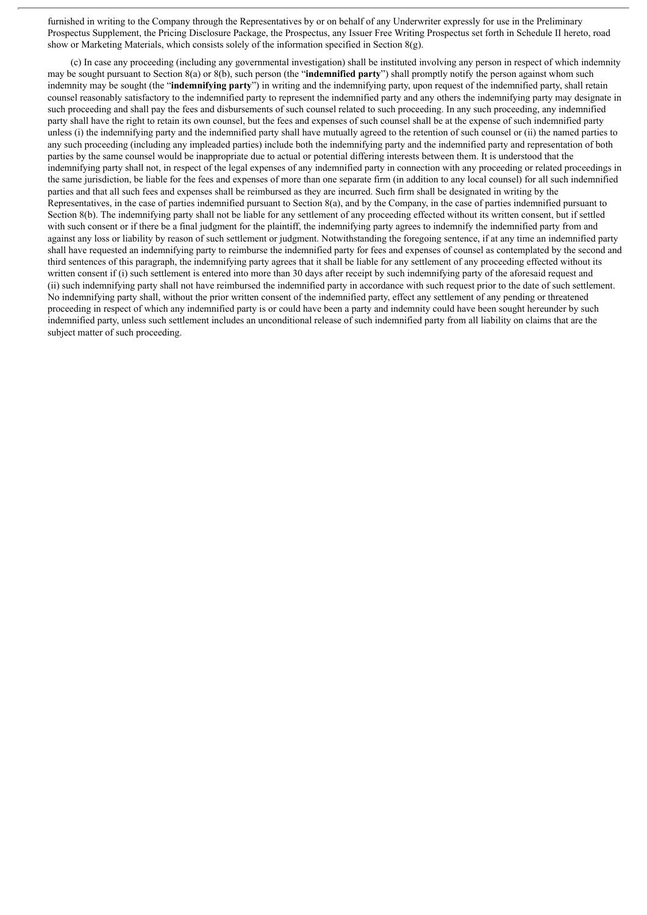furnished in writing to the Company through the Representatives by or on behalf of any Underwriter expressly for use in the Preliminary Prospectus Supplement, the Pricing Disclosure Package, the Prospectus, any Issuer Free Writing Prospectus set forth in Schedule II hereto, road show or Marketing Materials, which consists solely of the information specified in Section 8(g).

(c) In case any proceeding (including any governmental investigation) shall be instituted involving any person in respect of which indemnity may be sought pursuant to Section 8(a) or 8(b), such person (the "**indemnified party**") shall promptly notify the person against whom such indemnity may be sought (the "**indemnifying party**") in writing and the indemnifying party, upon request of the indemnified party, shall retain counsel reasonably satisfactory to the indemnified party to represent the indemnified party and any others the indemnifying party may designate in such proceeding and shall pay the fees and disbursements of such counsel related to such proceeding. In any such proceeding, any indemnified party shall have the right to retain its own counsel, but the fees and expenses of such counsel shall be at the expense of such indemnified party unless (i) the indemnifying party and the indemnified party shall have mutually agreed to the retention of such counsel or (ii) the named parties to any such proceeding (including any impleaded parties) include both the indemnifying party and the indemnified party and representation of both parties by the same counsel would be inappropriate due to actual or potential differing interests between them. It is understood that the indemnifying party shall not, in respect of the legal expenses of any indemnified party in connection with any proceeding or related proceedings in the same jurisdiction, be liable for the fees and expenses of more than one separate firm (in addition to any local counsel) for all such indemnified parties and that all such fees and expenses shall be reimbursed as they are incurred. Such firm shall be designated in writing by the Representatives, in the case of parties indemnified pursuant to Section 8(a), and by the Company, in the case of parties indemnified pursuant to Section 8(b). The indemnifying party shall not be liable for any settlement of any proceeding effected without its written consent, but if settled with such consent or if there be a final judgment for the plaintiff, the indemnifying party agrees to indemnify the indemnified party from and against any loss or liability by reason of such settlement or judgment. Notwithstanding the foregoing sentence, if at any time an indemnified party shall have requested an indemnifying party to reimburse the indemnified party for fees and expenses of counsel as contemplated by the second and third sentences of this paragraph, the indemnifying party agrees that it shall be liable for any settlement of any proceeding effected without its written consent if (i) such settlement is entered into more than 30 days after receipt by such indemnifying party of the aforesaid request and (ii) such indemnifying party shall not have reimbursed the indemnified party in accordance with such request prior to the date of such settlement. No indemnifying party shall, without the prior written consent of the indemnified party, effect any settlement of any pending or threatened proceeding in respect of which any indemnified party is or could have been a party and indemnity could have been sought hereunder by such indemnified party, unless such settlement includes an unconditional release of such indemnified party from all liability on claims that are the subject matter of such proceeding.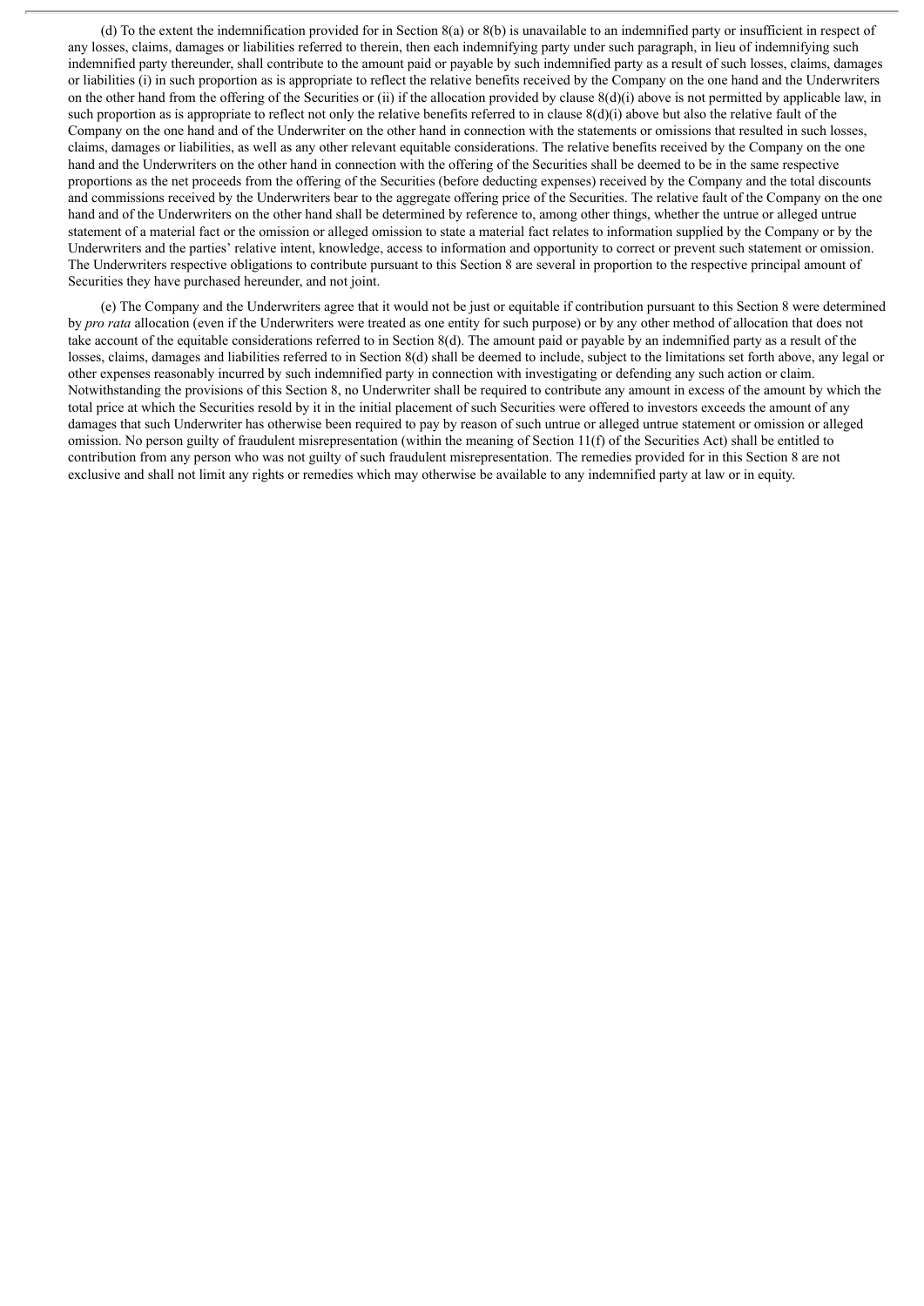(d) To the extent the indemnification provided for in Section 8(a) or 8(b) is unavailable to an indemnified party or insufficient in respect of any losses, claims, damages or liabilities referred to therein, then each indemnifying party under such paragraph, in lieu of indemnifying such indemnified party thereunder, shall contribute to the amount paid or payable by such indemnified party as a result of such losses, claims, damages or liabilities (i) in such proportion as is appropriate to reflect the relative benefits received by the Company on the one hand and the Underwriters on the other hand from the offering of the Securities or (ii) if the allocation provided by clause 8(d)(i) above is not permitted by applicable law, in such proportion as is appropriate to reflect not only the relative benefits referred to in clause 8(d)(i) above but also the relative fault of the Company on the one hand and of the Underwriter on the other hand in connection with the statements or omissions that resulted in such losses, claims, damages or liabilities, as well as any other relevant equitable considerations. The relative benefits received by the Company on the one hand and the Underwriters on the other hand in connection with the offering of the Securities shall be deemed to be in the same respective proportions as the net proceeds from the offering of the Securities (before deducting expenses) received by the Company and the total discounts and commissions received by the Underwriters bear to the aggregate offering price of the Securities. The relative fault of the Company on the one hand and of the Underwriters on the other hand shall be determined by reference to, among other things, whether the untrue or alleged untrue statement of a material fact or the omission or alleged omission to state a material fact relates to information supplied by the Company or by the Underwriters and the parties' relative intent, knowledge, access to information and opportunity to correct or prevent such statement or omission. The Underwriters respective obligations to contribute pursuant to this Section 8 are several in proportion to the respective principal amount of Securities they have purchased hereunder, and not joint.

(e) The Company and the Underwriters agree that it would not be just or equitable if contribution pursuant to this Section 8 were determined by *pro rata* allocation (even if the Underwriters were treated as one entity for such purpose) or by any other method of allocation that does not take account of the equitable considerations referred to in Section 8(d). The amount paid or payable by an indemnified party as a result of the losses, claims, damages and liabilities referred to in Section 8(d) shall be deemed to include, subject to the limitations set forth above, any legal or other expenses reasonably incurred by such indemnified party in connection with investigating or defending any such action or claim. Notwithstanding the provisions of this Section 8, no Underwriter shall be required to contribute any amount in excess of the amount by which the total price at which the Securities resold by it in the initial placement of such Securities were offered to investors exceeds the amount of any damages that such Underwriter has otherwise been required to pay by reason of such untrue or alleged untrue statement or omission or alleged omission. No person guilty of fraudulent misrepresentation (within the meaning of Section 11(f) of the Securities Act) shall be entitled to contribution from any person who was not guilty of such fraudulent misrepresentation. The remedies provided for in this Section 8 are not exclusive and shall not limit any rights or remedies which may otherwise be available to any indemnified party at law or in equity.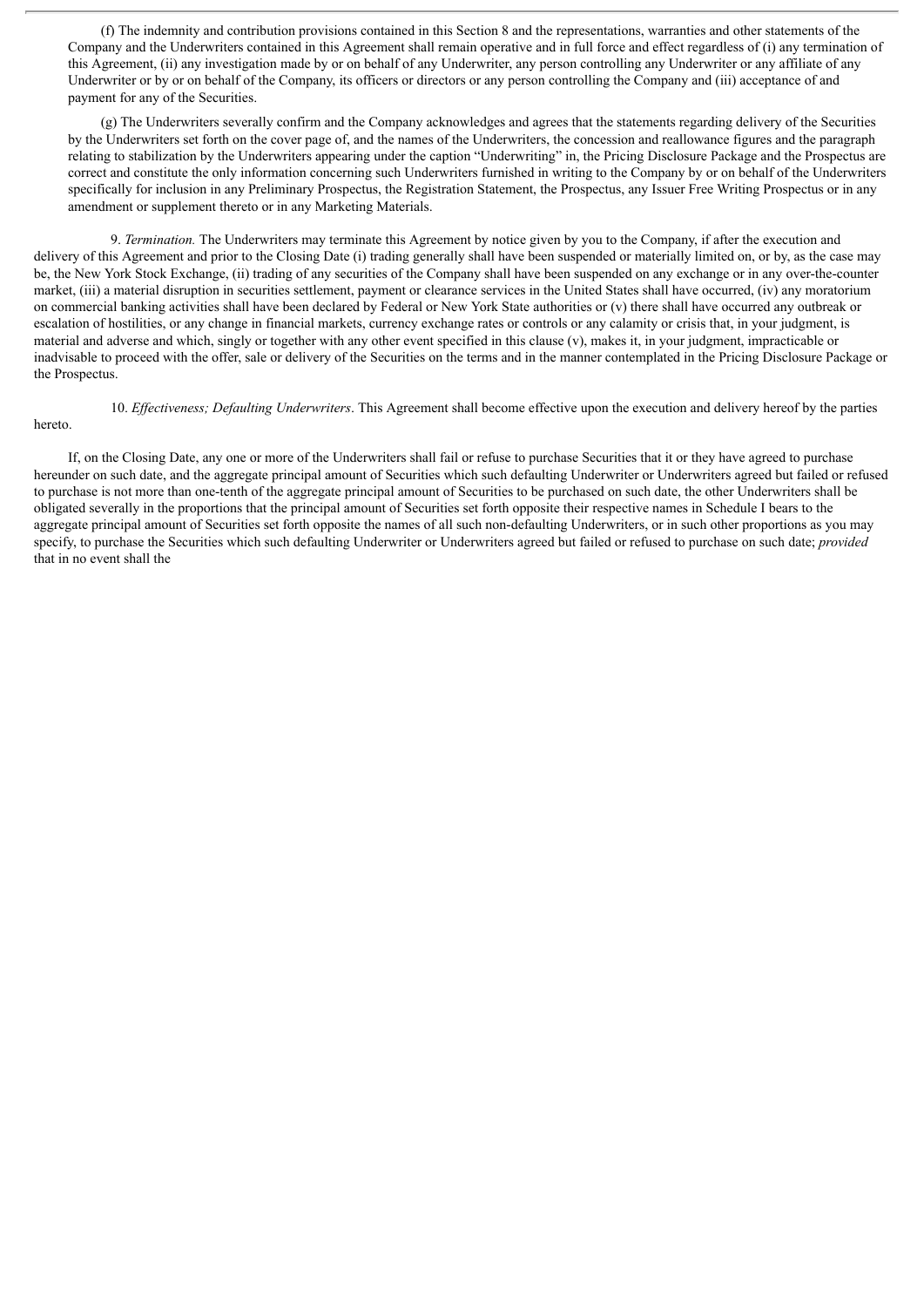(f) The indemnity and contribution provisions contained in this Section 8 and the representations, warranties and other statements of the Company and the Underwriters contained in this Agreement shall remain operative and in full force and effect regardless of (i) any termination of this Agreement, (ii) any investigation made by or on behalf of any Underwriter, any person controlling any Underwriter or any affiliate of any Underwriter or by or on behalf of the Company, its officers or directors or any person controlling the Company and (iii) acceptance of and payment for any of the Securities.

(g) The Underwriters severally confirm and the Company acknowledges and agrees that the statements regarding delivery of the Securities by the Underwriters set forth on the cover page of, and the names of the Underwriters, the concession and reallowance figures and the paragraph relating to stabilization by the Underwriters appearing under the caption "Underwriting" in, the Pricing Disclosure Package and the Prospectus are correct and constitute the only information concerning such Underwriters furnished in writing to the Company by or on behalf of the Underwriters specifically for inclusion in any Preliminary Prospectus, the Registration Statement, the Prospectus, any Issuer Free Writing Prospectus or in any amendment or supplement thereto or in any Marketing Materials.

9. *Termination.* The Underwriters may terminate this Agreement by notice given by you to the Company, if after the execution and delivery of this Agreement and prior to the Closing Date (i) trading generally shall have been suspended or materially limited on, or by, as the case may be, the New York Stock Exchange, (ii) trading of any securities of the Company shall have been suspended on any exchange or in any over-the-counter market, (iii) a material disruption in securities settlement, payment or clearance services in the United States shall have occurred, (iv) any moratorium on commercial banking activities shall have been declared by Federal or New York State authorities or (v) there shall have occurred any outbreak or escalation of hostilities, or any change in financial markets, currency exchange rates or controls or any calamity or crisis that, in your judgment, is material and adverse and which, singly or together with any other event specified in this clause (v), makes it, in your judgment, impracticable or inadvisable to proceed with the offer, sale or delivery of the Securities on the terms and in the manner contemplated in the Pricing Disclosure Package or the Prospectus.

10. *Effectiveness; Defaulting Underwriters*. This Agreement shall become effective upon the execution and delivery hereof by the parties hereto.

If, on the Closing Date, any one or more of the Underwriters shall fail or refuse to purchase Securities that it or they have agreed to purchase hereunder on such date, and the aggregate principal amount of Securities which such defaulting Underwriter or Underwriters agreed but failed or refused to purchase is not more than one-tenth of the aggregate principal amount of Securities to be purchased on such date, the other Underwriters shall be obligated severally in the proportions that the principal amount of Securities set forth opposite their respective names in Schedule I bears to the aggregate principal amount of Securities set forth opposite the names of all such non-defaulting Underwriters, or in such other proportions as you may specify, to purchase the Securities which such defaulting Underwriter or Underwriters agreed but failed or refused to purchase on such date; *provided* that in no event shall the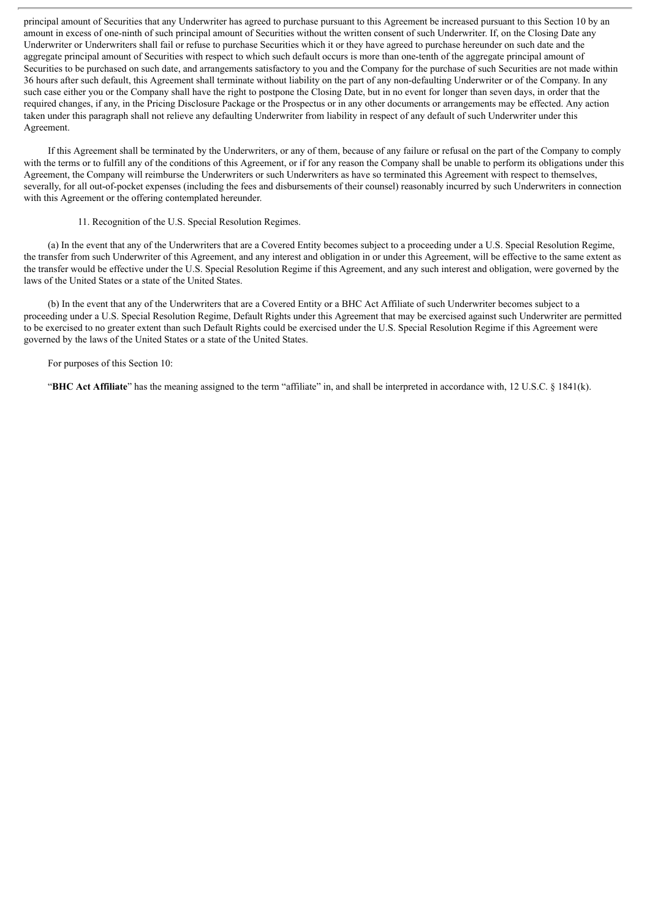principal amount of Securities that any Underwriter has agreed to purchase pursuant to this Agreement be increased pursuant to this Section 10 by an amount in excess of one-ninth of such principal amount of Securities without the written consent of such Underwriter. If, on the Closing Date any Underwriter or Underwriters shall fail or refuse to purchase Securities which it or they have agreed to purchase hereunder on such date and the aggregate principal amount of Securities with respect to which such default occurs is more than one-tenth of the aggregate principal amount of Securities to be purchased on such date, and arrangements satisfactory to you and the Company for the purchase of such Securities are not made within 36 hours after such default, this Agreement shall terminate without liability on the part of any non-defaulting Underwriter or of the Company. In any such case either you or the Company shall have the right to postpone the Closing Date, but in no event for longer than seven days, in order that the required changes, if any, in the Pricing Disclosure Package or the Prospectus or in any other documents or arrangements may be effected. Any action taken under this paragraph shall not relieve any defaulting Underwriter from liability in respect of any default of such Underwriter under this Agreement.

If this Agreement shall be terminated by the Underwriters, or any of them, because of any failure or refusal on the part of the Company to comply with the terms or to fulfill any of the conditions of this Agreement, or if for any reason the Company shall be unable to perform its obligations under this Agreement, the Company will reimburse the Underwriters or such Underwriters as have so terminated this Agreement with respect to themselves, severally, for all out-of-pocket expenses (including the fees and disbursements of their counsel) reasonably incurred by such Underwriters in connection with this Agreement or the offering contemplated hereunder.

11. Recognition of the U.S. Special Resolution Regimes.

(a) In the event that any of the Underwriters that are a Covered Entity becomes subject to a proceeding under a U.S. Special Resolution Regime, the transfer from such Underwriter of this Agreement, and any interest and obligation in or under this Agreement, will be effective to the same extent as the transfer would be effective under the U.S. Special Resolution Regime if this Agreement, and any such interest and obligation, were governed by the laws of the United States or a state of the United States.

(b) In the event that any of the Underwriters that are a Covered Entity or a BHC Act Affiliate of such Underwriter becomes subject to a proceeding under a U.S. Special Resolution Regime, Default Rights under this Agreement that may be exercised against such Underwriter are permitted to be exercised to no greater extent than such Default Rights could be exercised under the U.S. Special Resolution Regime if this Agreement were governed by the laws of the United States or a state of the United States.

For purposes of this Section 10:

"**BHC Act Affiliate**" has the meaning assigned to the term "affiliate" in, and shall be interpreted in accordance with, 12 U.S.C. § 1841(k).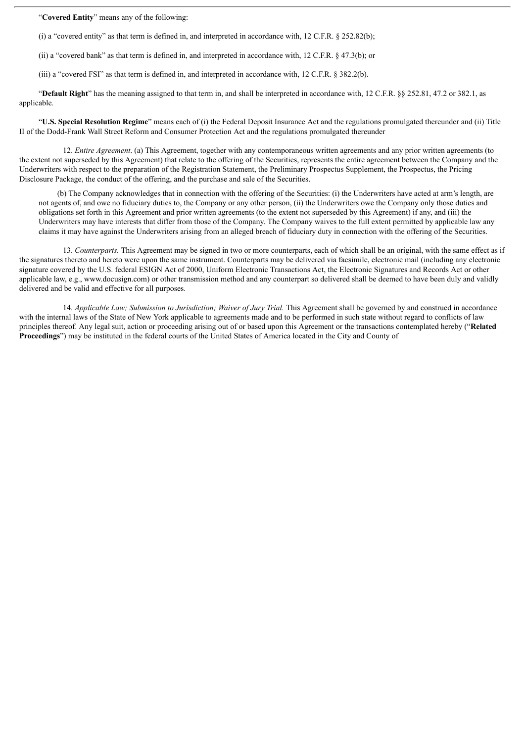"**Covered Entity**" means any of the following:

(i) a "covered entity" as that term is defined in, and interpreted in accordance with, 12 C.F.R. § 252.82(b);

(ii) a "covered bank" as that term is defined in, and interpreted in accordance with, 12 C.F.R. § 47.3(b); or

(iii) a "covered FSI" as that term is defined in, and interpreted in accordance with, 12 C.F.R. § 382.2(b).

"**Default Right**" has the meaning assigned to that term in, and shall be interpreted in accordance with, 12 C.F.R. §§ 252.81, 47.2 or 382.1, as applicable.

"**U.S. Special Resolution Regime**" means each of (i) the Federal Deposit Insurance Act and the regulations promulgated thereunder and (ii) Title II of the Dodd-Frank Wall Street Reform and Consumer Protection Act and the regulations promulgated thereunder

12. *Entire Agreement*. (a) This Agreement, together with any contemporaneous written agreements and any prior written agreements (to the extent not superseded by this Agreement) that relate to the offering of the Securities, represents the entire agreement between the Company and the Underwriters with respect to the preparation of the Registration Statement, the Preliminary Prospectus Supplement, the Prospectus, the Pricing Disclosure Package, the conduct of the offering, and the purchase and sale of the Securities.

(b) The Company acknowledges that in connection with the offering of the Securities: (i) the Underwriters have acted at arm's length, are not agents of, and owe no fiduciary duties to, the Company or any other person, (ii) the Underwriters owe the Company only those duties and obligations set forth in this Agreement and prior written agreements (to the extent not superseded by this Agreement) if any, and (iii) the Underwriters may have interests that differ from those of the Company. The Company waives to the full extent permitted by applicable law any claims it may have against the Underwriters arising from an alleged breach of fiduciary duty in connection with the offering of the Securities.

13. *Counterparts.* This Agreement may be signed in two or more counterparts, each of which shall be an original, with the same effect as if the signatures thereto and hereto were upon the same instrument. Counterparts may be delivered via facsimile, electronic mail (including any electronic signature covered by the U.S. federal ESIGN Act of 2000, Uniform Electronic Transactions Act, the Electronic Signatures and Records Act or other applicable law, e.g., www.docusign.com) or other transmission method and any counterpart so delivered shall be deemed to have been duly and validly delivered and be valid and effective for all purposes.

14. *Applicable Law; Submission to Jurisdiction; Waiver of Jury Trial.* This Agreement shall be governed by and construed in accordance with the internal laws of the State of New York applicable to agreements made and to be performed in such state without regard to conflicts of law principles thereof. Any legal suit, action or proceeding arising out of or based upon this Agreement or the transactions contemplated hereby ("**Related Proceedings**") may be instituted in the federal courts of the United States of America located in the City and County of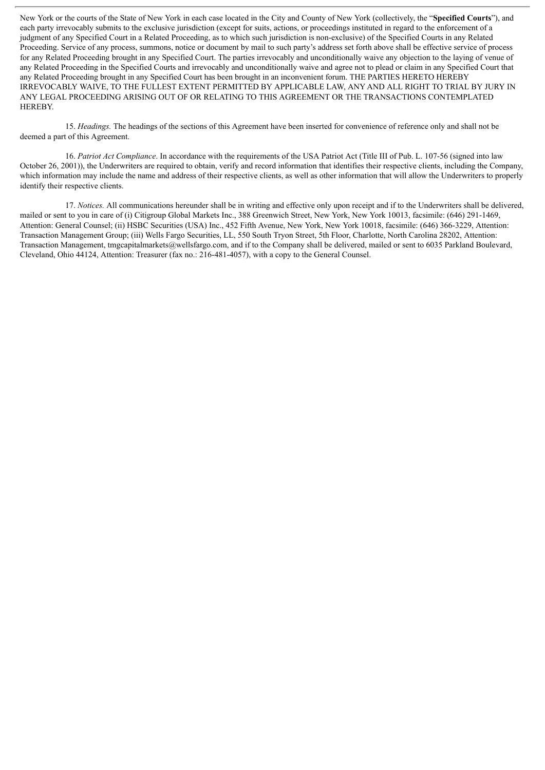New York or the courts of the State of New York in each case located in the City and County of New York (collectively, the "**Specified Courts**"), and each party irrevocably submits to the exclusive jurisdiction (except for suits, actions, or proceedings instituted in regard to the enforcement of a judgment of any Specified Court in a Related Proceeding, as to which such jurisdiction is non-exclusive) of the Specified Courts in any Related Proceeding. Service of any process, summons, notice or document by mail to such party's address set forth above shall be effective service of process for any Related Proceeding brought in any Specified Court. The parties irrevocably and unconditionally waive any objection to the laying of venue of any Related Proceeding in the Specified Courts and irrevocably and unconditionally waive and agree not to plead or claim in any Specified Court that any Related Proceeding brought in any Specified Court has been brought in an inconvenient forum. THE PARTIES HERETO HEREBY IRREVOCABLY WAIVE, TO THE FULLEST EXTENT PERMITTED BY APPLICABLE LAW, ANY AND ALL RIGHT TO TRIAL BY JURY IN ANY LEGAL PROCEEDING ARISING OUT OF OR RELATING TO THIS AGREEMENT OR THE TRANSACTIONS CONTEMPLATED HEREBY.

15. *Headings.* The headings of the sections of this Agreement have been inserted for convenience of reference only and shall not be deemed a part of this Agreement.

16. *Patriot Act Compliance*. In accordance with the requirements of the USA Patriot Act (Title III of Pub. L. 107-56 (signed into law October 26, 2001)), the Underwriters are required to obtain, verify and record information that identifies their respective clients, including the Company, which information may include the name and address of their respective clients, as well as other information that will allow the Underwriters to properly identify their respective clients.

17. *Notices.* All communications hereunder shall be in writing and effective only upon receipt and if to the Underwriters shall be delivered, mailed or sent to you in care of (i) Citigroup Global Markets Inc., 388 Greenwich Street, New York, New York 10013, facsimile: (646) 291-1469, Attention: General Counsel; (ii) HSBC Securities (USA) Inc., 452 Fifth Avenue, New York, New York 10018, facsimile: (646) 366-3229, Attention: Transaction Management Group; (iii) Wells Fargo Securities, LL, 550 South Tryon Street, 5th Floor, Charlotte, North Carolina 28202, Attention: Transaction Management, tmgcapitalmarkets@wellsfargo.com, and if to the Company shall be delivered, mailed or sent to 6035 Parkland Boulevard, Cleveland, Ohio 44124, Attention: Treasurer (fax no.: 216-481-4057), with a copy to the General Counsel.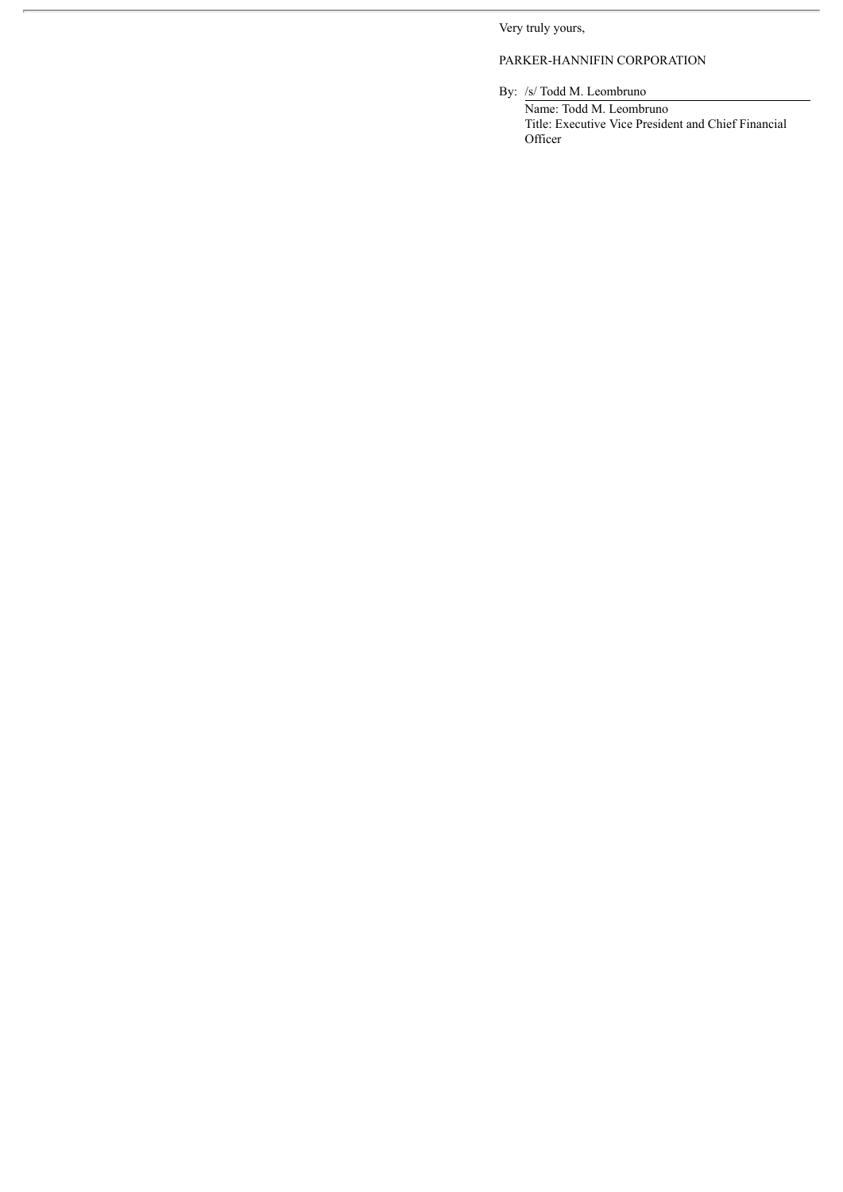Very truly yours,

PARKER-HANNIFIN CORPORATION

By: /s/ Todd M. Leombruno

Name: Todd M. Leombruno
Title: Executive Vice President and Chief Financial Officer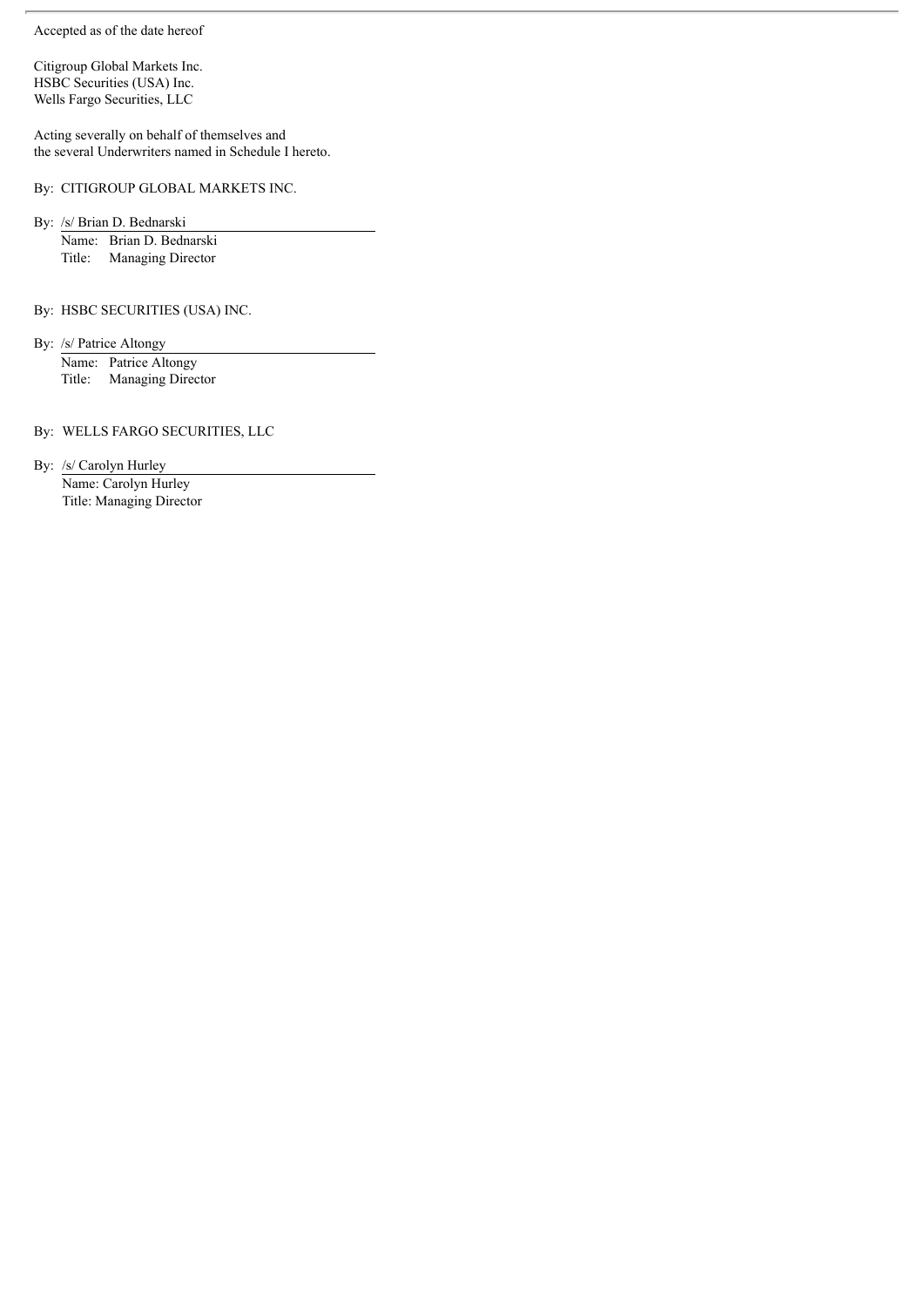Accepted as of the date hereof

Citigroup Global Markets Inc.
HSBC Securities (USA) Inc.
Wells Fargo Securities, LLC

Acting severally on behalf of themselves and
the several Underwriters named in Schedule I hereto.

By: CITIGROUP GLOBAL MARKETS INC.

By: /s/ Brian D. Bednarski
Name: Brian D. Bednarski
Title: Managing Director

By: HSBC SECURITIES (USA) INC.

By: /s/ Patrice Altongy
Name: Patrice Altongy
Title: Managing Director

By: WELLS FARGO SECURITIES, LLC

By: /s/ Carolyn Hurley
Name: Carolyn Hurley
Title: Managing Director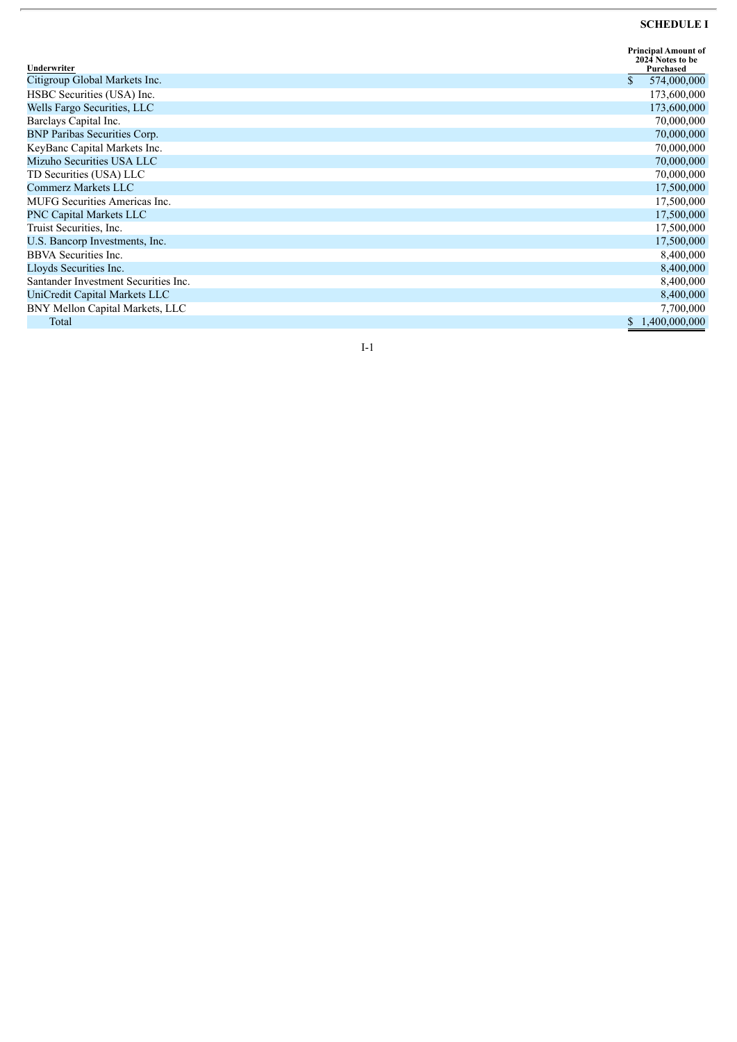**SCHEDULE I**

| Underwriter | Principal Amount of 2024 Notes to be Purchased |
|---|---|
| Citigroup Global Markets Inc. | $ 574,000,000 |
| HSBC Securities (USA) Inc. | 173,600,000 |
| Wells Fargo Securities, LLC | 173,600,000 |
| Barclays Capital Inc. | 70,000,000 |
| BNP Paribas Securities Corp. | 70,000,000 |
| KeyBanc Capital Markets Inc. | 70,000,000 |
| Mizuho Securities USA LLC | 70,000,000 |
| TD Securities (USA) LLC | 70,000,000 |
| Commerz Markets LLC | 17,500,000 |
| MUFG Securities Americas Inc. | 17,500,000 |
| PNC Capital Markets LLC | 17,500,000 |
| Truist Securities, Inc. | 17,500,000 |
| U.S. Bancorp Investments, Inc. | 17,500,000 |
| BBVA Securities Inc. | 8,400,000 |
| Lloyds Securities Inc. | 8,400,000 |
| Santander Investment Securities Inc. | 8,400,000 |
| UniCredit Capital Markets LLC | 8,400,000 |
| BNY Mellon Capital Markets, LLC | 7,700,000 |
| Total | $ 1,400,000,000 |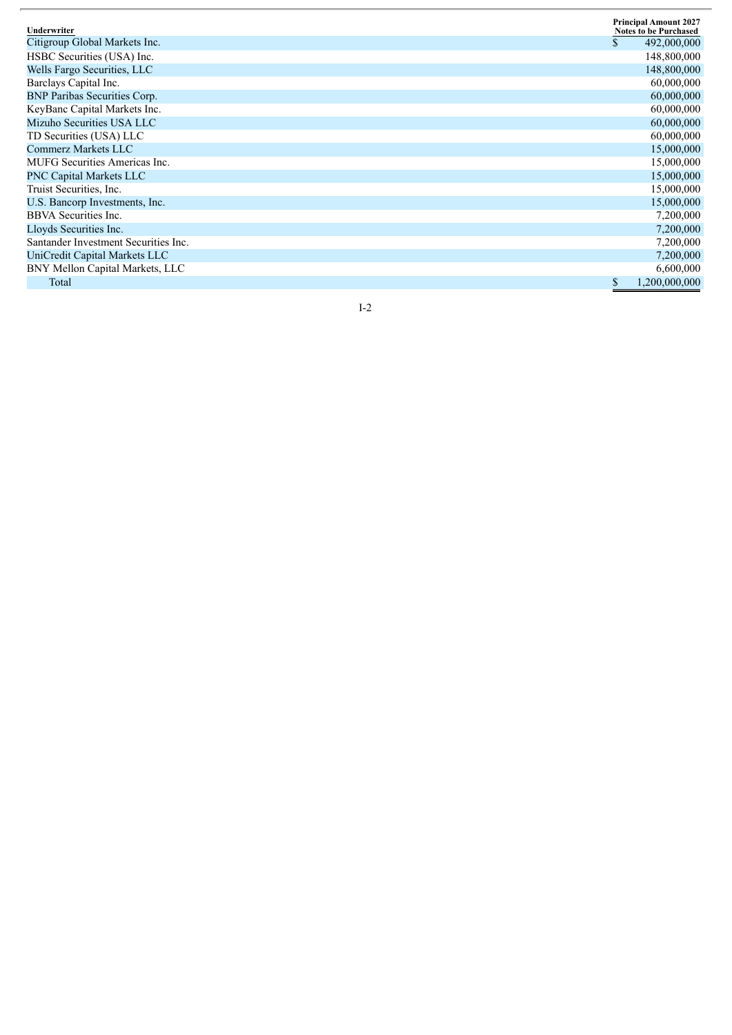| Underwriter | Principal Amount 2027 Notes to be Purchased |
|---|---|
| Citigroup Global Markets Inc. | $ 492,000,000 |
| HSBC Securities (USA) Inc. | 148,800,000 |
| Wells Fargo Securities, LLC | 148,800,000 |
| Barclays Capital Inc. | 60,000,000 |
| BNP Paribas Securities Corp. | 60,000,000 |
| KeyBanc Capital Markets Inc. | 60,000,000 |
| Mizuho Securities USA LLC | 60,000,000 |
| TD Securities (USA) LLC | 60,000,000 |
| Commerz Markets LLC | 15,000,000 |
| MUFG Securities Americas Inc. | 15,000,000 |
| PNC Capital Markets LLC | 15,000,000 |
| Truist Securities, Inc. | 15,000,000 |
| U.S. Bancorp Investments, Inc. | 15,000,000 |
| BBVA Securities Inc. | 7,200,000 |
| Lloyds Securities Inc. | 7,200,000 |
| Santander Investment Securities Inc. | 7,200,000 |
| UniCredit Capital Markets LLC | 7,200,000 |
| BNY Mellon Capital Markets, LLC | 6,600,000 |
| Total | $ 1,200,000,000 |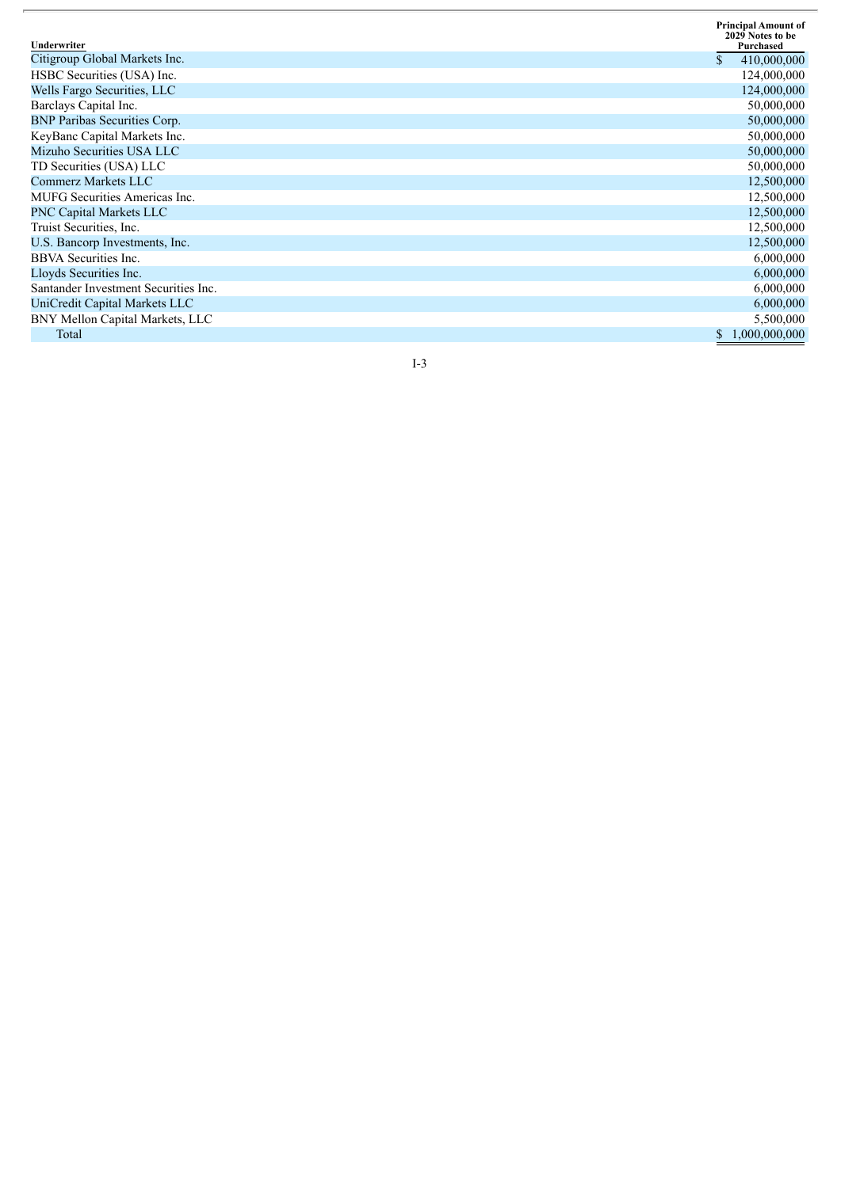| Underwriter | Principal Amount of 2029 Notes to be Purchased |
|---|---|
| Citigroup Global Markets Inc. | $ 410,000,000 |
| HSBC Securities (USA) Inc. | 124,000,000 |
| Wells Fargo Securities, LLC | 124,000,000 |
| Barclays Capital Inc. | 50,000,000 |
| BNP Paribas Securities Corp. | 50,000,000 |
| KeyBanc Capital Markets Inc. | 50,000,000 |
| Mizuho Securities USA LLC | 50,000,000 |
| TD Securities (USA) LLC | 50,000,000 |
| Commerz Markets LLC | 12,500,000 |
| MUFG Securities Americas Inc. | 12,500,000 |
| PNC Capital Markets LLC | 12,500,000 |
| Truist Securities, Inc. | 12,500,000 |
| U.S. Bancorp Investments, Inc. | 12,500,000 |
| BBVA Securities Inc. | 6,000,000 |
| Lloyds Securities Inc. | 6,000,000 |
| Santander Investment Securities Inc. | 6,000,000 |
| UniCredit Capital Markets LLC | 6,000,000 |
| BNY Mellon Capital Markets, LLC | 5,500,000 |
| Total | $ 1,000,000,000 |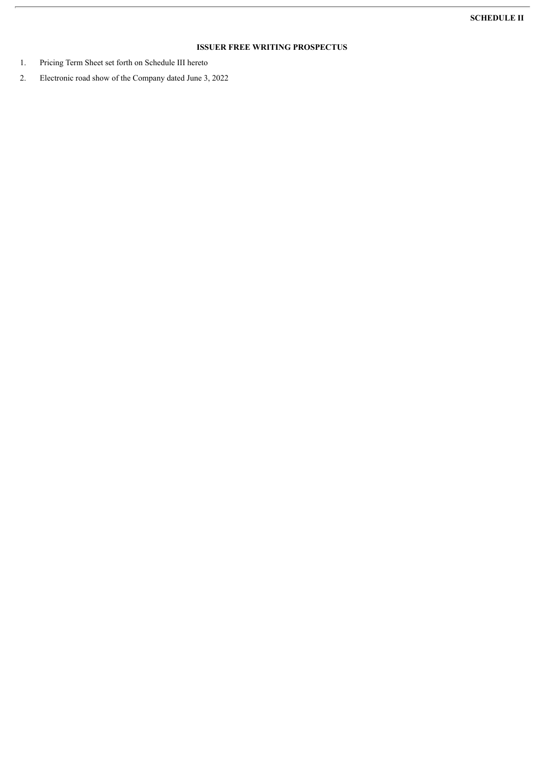**SCHEDULE II**

**ISSUER FREE WRITING PROSPECTUS**

1. Pricing Term Sheet set forth on Schedule III hereto
2. Electronic road show of the Company dated June 3, 2022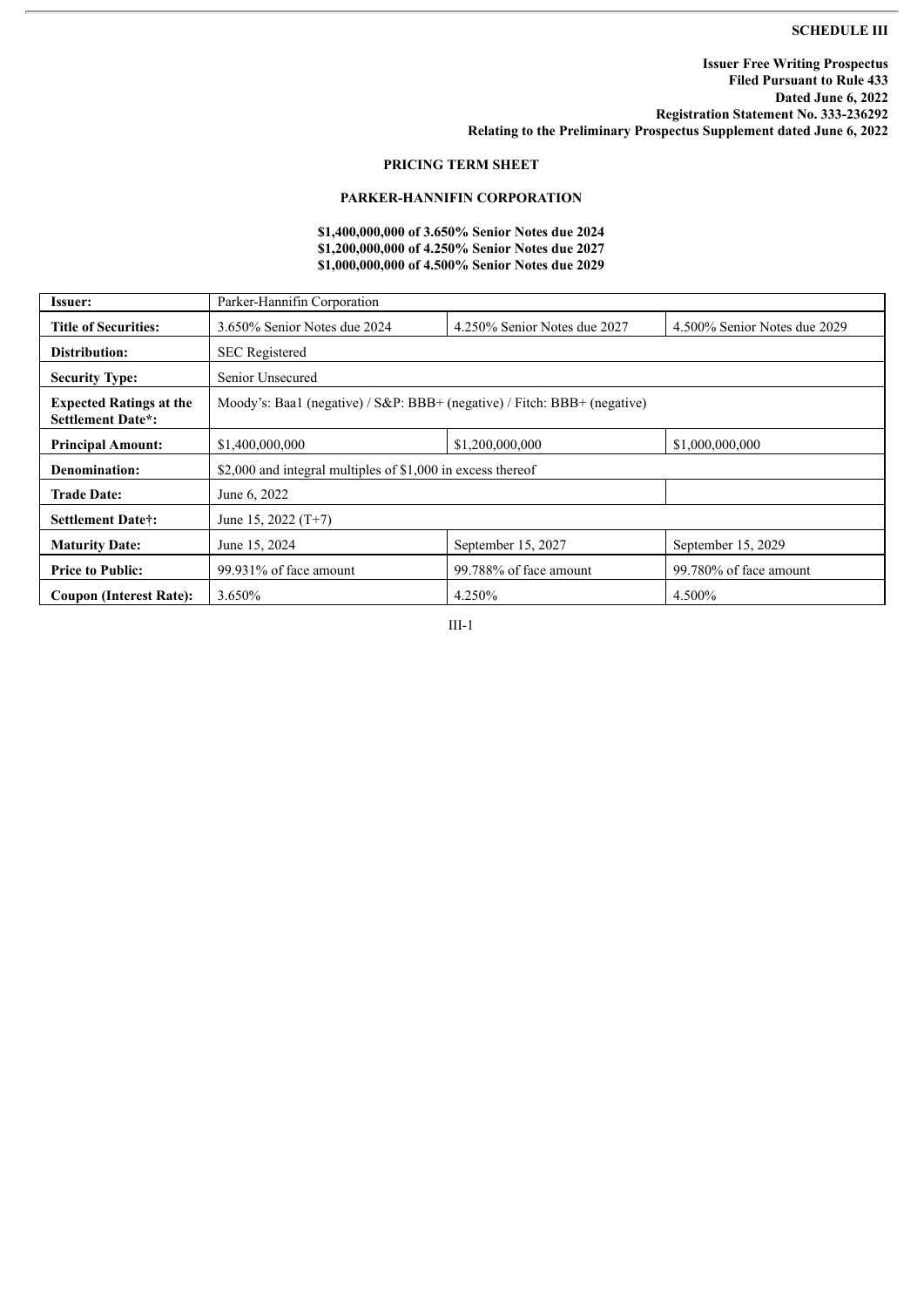**SCHEDULE III**

**Issuer Free Writing Prospectus**
**Filed Pursuant to Rule 433**
**Dated June 6, 2022**
**Registration Statement No. 333-236292**
**Relating to the Preliminary Prospectus Supplement dated June 6, 2022**

**PRICING TERM SHEET**

**PARKER-HANNIFIN CORPORATION**

**$1,400,000,000 of 3.650% Senior Notes due 2024**
**$1,200,000,000 of 4.250% Senior Notes due 2027**
**$1,000,000,000 of 4.500% Senior Notes due 2029**

| **Issuer:** | Parker-Hannifin Corporation | | |
|---|---|---|---|
| **Title of Securities:** | 3.650% Senior Notes due 2024 | 4.250% Senior Notes due 2027 | 4.500% Senior Notes due 2029 |
| **Distribution:** | SEC Registered | | |
| **Security Type:** | Senior Unsecured | | |
| **Expected Ratings at the Settlement Date*:** | Moody's: Baa1 (negative) / S&P: BBB+ (negative) / Fitch: BBB+ (negative) | | |
| **Principal Amount:** | $1,400,000,000 | $1,200,000,000 | $1,000,000,000 |
| **Denomination:** | $2,000 and integral multiples of $1,000 in excess thereof | | |
| **Trade Date:** | June 6, 2022 | | |
| **Settlement Date†:** | June 15, 2022 (T+7) | | |
| **Maturity Date:** | June 15, 2024 | September 15, 2027 | September 15, 2029 |
| **Price to Public:** | 99.931% of face amount | 99.788% of face amount | 99.780% of face amount |
| **Coupon (Interest Rate):** | 3.650% | 4.250% | 4.500% |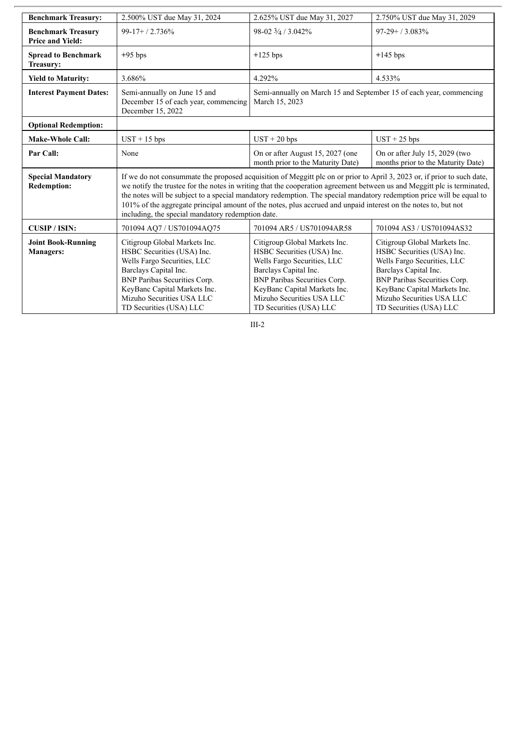| **Benchmark Treasury:** | 2.500% UST due May 31, 2024 | 2.625% UST due May 31, 2027 | 2.750% UST due May 31, 2029 |
|---|---|---|---|
| **Benchmark Treasury Price and Yield:** | 99-17+ / 2.736% | 98-02 ¾ / 3.042% | 97-29+ / 3.083% |
| **Spread to Benchmark Treasury:** | +95 bps | +125 bps | +145 bps |
| **Yield to Maturity:** | 3.686% | 4.292% | 4.533% |
| **Interest Payment Dates:** | Semi-annually on June 15 and December 15 of each year, commencing December 15, 2022 | Semi-annually on March 15 and September 15 of each year, commencing March 15, 2023 | |
| **Optional Redemption:** | | | |
| **Make-Whole Call:** | UST + 15 bps | UST + 20 bps | UST + 25 bps |
| **Par Call:** | None | On or after August 15, 2027 (one month prior to the Maturity Date) | On or after July 15, 2029 (two months prior to the Maturity Date) |
| **Special Mandatory Redemption:** | If we do not consummate the proposed acquisition of Meggitt plc on or prior to April 3, 2023 or, if prior to such date, we notify the trustee for the notes in writing that the cooperation agreement between us and Meggitt plc is terminated, the notes will be subject to a special mandatory redemption. The special mandatory redemption price will be equal to 101% of the aggregate principal amount of the notes, plus accrued and unpaid interest on the notes to, but not including, the special mandatory redemption date. | | |
| **CUSIP / ISIN:** | 701094 AQ7 / US701094AQ75 | 701094 AR5 / US701094AR58 | 701094 AS3 / US701094AS32 |
| **Joint Book-Running Managers:** | Citigroup Global Markets Inc.<br>HSBC Securities (USA) Inc.<br>Wells Fargo Securities, LLC<br>Barclays Capital Inc.<br>BNP Paribas Securities Corp.<br>KeyBanc Capital Markets Inc.<br>Mizuho Securities USA LLC<br>TD Securities (USA) LLC | Citigroup Global Markets Inc.<br>HSBC Securities (USA) Inc.<br>Wells Fargo Securities, LLC<br>Barclays Capital Inc.<br>BNP Paribas Securities Corp.<br>KeyBanc Capital Markets Inc.<br>Mizuho Securities USA LLC<br>TD Securities (USA) LLC | Citigroup Global Markets Inc.<br>HSBC Securities (USA) Inc.<br>Wells Fargo Securities, LLC<br>Barclays Capital Inc.<br>BNP Paribas Securities Corp.<br>KeyBanc Capital Markets Inc.<br>Mizuho Securities USA LLC<br>TD Securities (USA) LLC |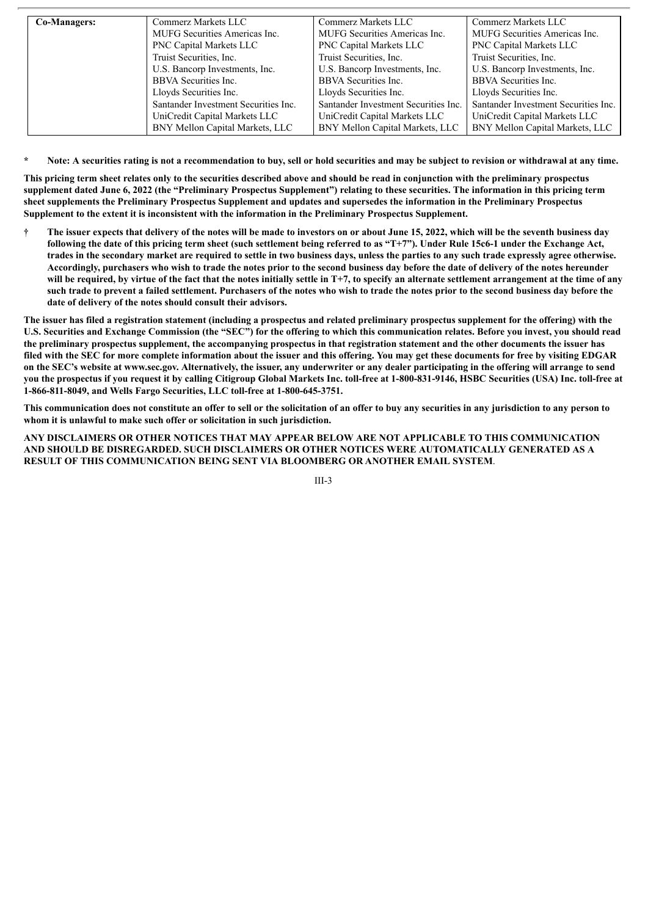| | | | |
|---|---|---|---|
| **Co-Managers:** | Commerz Markets LLC<br>MUFG Securities Americas Inc.<br>PNC Capital Markets LLC<br>Truist Securities, Inc.<br>U.S. Bancorp Investments, Inc.<br>BBVA Securities Inc.<br>Lloyds Securities Inc.<br>Santander Investment Securities Inc.<br>UniCredit Capital Markets LLC<br>BNY Mellon Capital Markets, LLC | Commerz Markets LLC<br>MUFG Securities Americas Inc.<br>PNC Capital Markets LLC<br>Truist Securities, Inc.<br>U.S. Bancorp Investments, Inc.<br>BBVA Securities Inc.<br>Lloyds Securities Inc.<br>Santander Investment Securities Inc.<br>UniCredit Capital Markets LLC<br>BNY Mellon Capital Markets, LLC | Commerz Markets LLC<br>MUFG Securities Americas Inc.<br>PNC Capital Markets LLC<br>Truist Securities, Inc.<br>U.S. Bancorp Investments, Inc.<br>BBVA Securities Inc.<br>Lloyds Securities Inc.<br>Santander Investment Securities Inc.<br>UniCredit Capital Markets LLC<br>BNY Mellon Capital Markets, LLC |

**\* Note: A securities rating is not a recommendation to buy, sell or hold securities and may be subject to revision or withdrawal at any time.**

**This pricing term sheet relates only to the securities described above and should be read in conjunction with the preliminary prospectus supplement dated June 6, 2022 (the "Preliminary Prospectus Supplement") relating to these securities. The information in this pricing term sheet supplements the Preliminary Prospectus Supplement and updates and supersedes the information in the Preliminary Prospectus Supplement to the extent it is inconsistent with the information in the Preliminary Prospectus Supplement.**

**† The issuer expects that delivery of the notes will be made to investors on or about June 15, 2022, which will be the seventh business day following the date of this pricing term sheet (such settlement being referred to as "T+7"). Under Rule 15c6-1 under the Exchange Act, trades in the secondary market are required to settle in two business days, unless the parties to any such trade expressly agree otherwise. Accordingly, purchasers who wish to trade the notes prior to the second business day before the date of delivery of the notes hereunder will be required, by virtue of the fact that the notes initially settle in T+7, to specify an alternate settlement arrangement at the time of any such trade to prevent a failed settlement. Purchasers of the notes who wish to trade the notes prior to the second business day before the date of delivery of the notes should consult their advisors.**

**The issuer has filed a registration statement (including a prospectus and related preliminary prospectus supplement for the offering) with the U.S. Securities and Exchange Commission (the "SEC") for the offering to which this communication relates. Before you invest, you should read the preliminary prospectus supplement, the accompanying prospectus in that registration statement and the other documents the issuer has filed with the SEC for more complete information about the issuer and this offering. You may get these documents for free by visiting EDGAR on the SEC's website at www.sec.gov. Alternatively, the issuer, any underwriter or any dealer participating in the offering will arrange to send you the prospectus if you request it by calling Citigroup Global Markets Inc. toll-free at 1-800-831-9146, HSBC Securities (USA) Inc. toll-free at 1-866-811-8049, and Wells Fargo Securities, LLC toll-free at 1-800-645-3751.**

**This communication does not constitute an offer to sell or the solicitation of an offer to buy any securities in any jurisdiction to any person to whom it is unlawful to make such offer or solicitation in such jurisdiction.**

**ANY DISCLAIMERS OR OTHER NOTICES THAT MAY APPEAR BELOW ARE NOT APPLICABLE TO THIS COMMUNICATION AND SHOULD BE DISREGARDED. SUCH DISCLAIMERS OR OTHER NOTICES WERE AUTOMATICALLY GENERATED AS A RESULT OF THIS COMMUNICATION BEING SENT VIA BLOOMBERG OR ANOTHER EMAIL SYSTEM**.